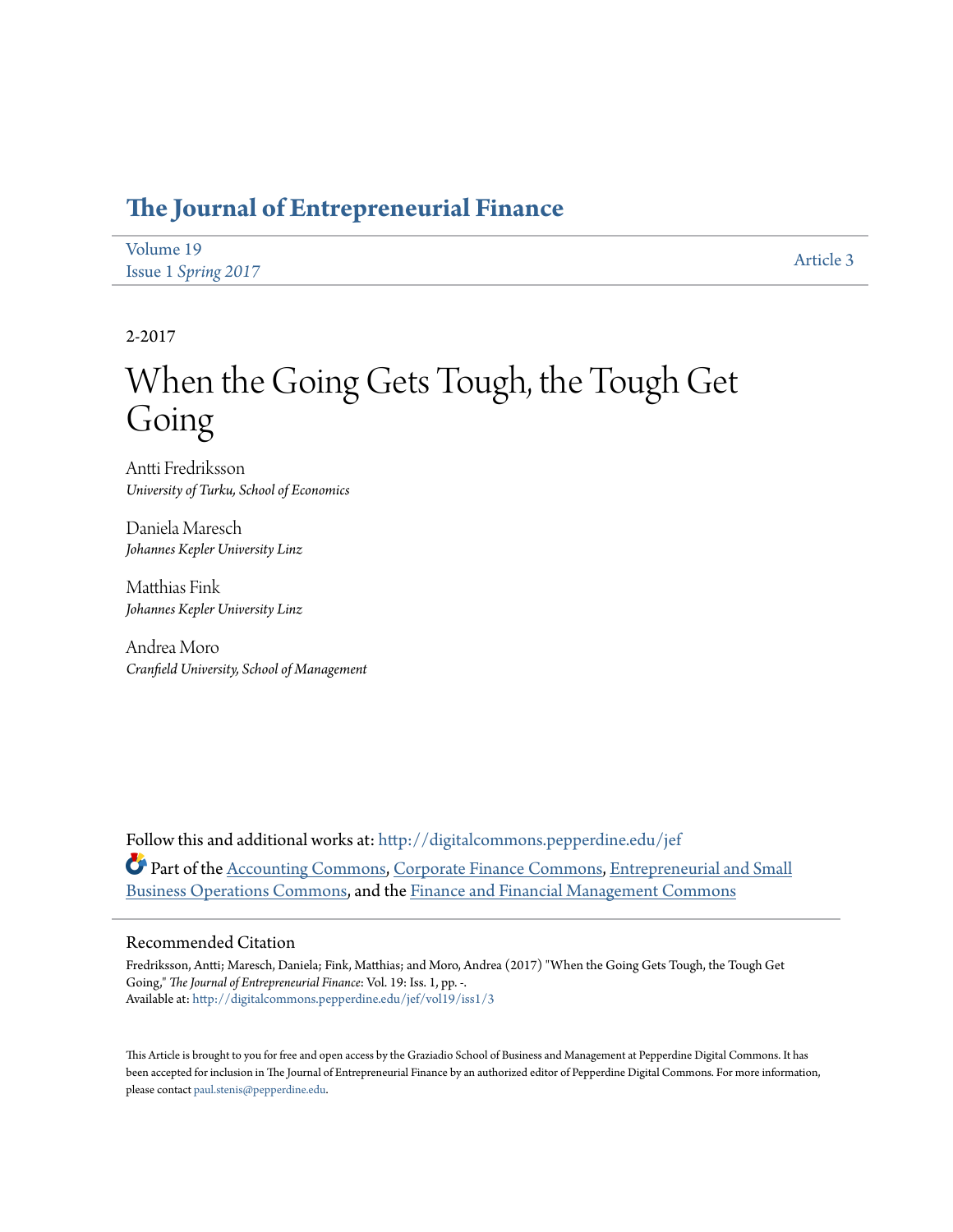# The Journal of Entrepreneurial Finance

Volume 19
Issue 1 *Spring 2017*

Article 3

2-2017

# When the Going Gets Tough, the Tough Get Going

Antti Fredriksson
*University of Turku, School of Economics*

Daniela Maresch
*Johannes Kepler University Linz*

Matthias Fink
*Johannes Kepler University Linz*

Andrea Moro
*Cranfield University, School of Management*

Follow this and additional works at: http://digitalcommons.pepperdine.edu/jef

Part of the Accounting Commons, Corporate Finance Commons, Entrepreneurial and Small Business Operations Commons, and the Finance and Financial Management Commons

## Recommended Citation

Fredriksson, Antti; Maresch, Daniela; Fink, Matthias; and Moro, Andrea (2017) "When the Going Gets Tough, the Tough Get Going," *The Journal of Entrepreneurial Finance*: Vol. 19: Iss. 1, pp. -.
Available at: http://digitalcommons.pepperdine.edu/jef/vol19/iss1/3

This Article is brought to you for free and open access by the Graziadio School of Business and Management at Pepperdine Digital Commons. It has been accepted for inclusion in The Journal of Entrepreneurial Finance by an authorized editor of Pepperdine Digital Commons. For more information, please contact paul.stenis@pepperdine.edu.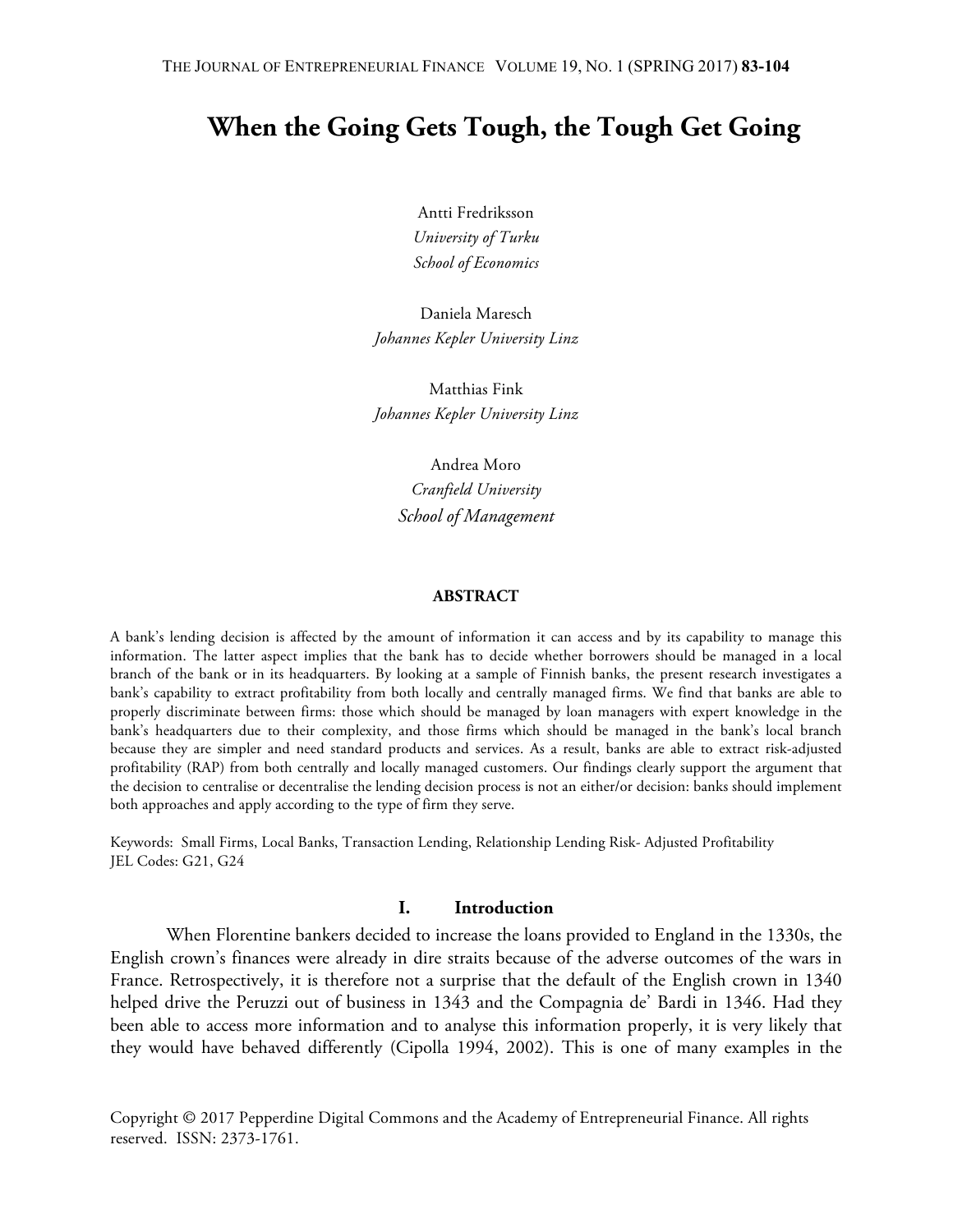# When the Going Gets Tough, the Tough Get Going

Antti Fredriksson
*University of Turku*
*School of Economics*

Daniela Maresch
*Johannes Kepler University Linz*

Matthias Fink
*Johannes Kepler University Linz*

Andrea Moro
*Cranfield University*
*School of Management*

## ABSTRACT

A bank's lending decision is affected by the amount of information it can access and by its capability to manage this information. The latter aspect implies that the bank has to decide whether borrowers should be managed in a local branch of the bank or in its headquarters. By looking at a sample of Finnish banks, the present research investigates a bank's capability to extract profitability from both locally and centrally managed firms. We find that banks are able to properly discriminate between firms: those which should be managed by loan managers with expert knowledge in the bank's headquarters due to their complexity, and those firms which should be managed in the bank's local branch because they are simpler and need standard products and services. As a result, banks are able to extract risk-adjusted profitability (RAP) from both centrally and locally managed customers. Our findings clearly support the argument that the decision to centralise or decentralise the lending decision process is not an either/or decision: banks should implement both approaches and apply according to the type of firm they serve.

Keywords: Small Firms, Local Banks, Transaction Lending, Relationship Lending Risk- Adjusted Profitability
JEL Codes: G21, G24

## I. Introduction

When Florentine bankers decided to increase the loans provided to England in the 1330s, the English crown's finances were already in dire straits because of the adverse outcomes of the wars in France. Retrospectively, it is therefore not a surprise that the default of the English crown in 1340 helped drive the Peruzzi out of business in 1343 and the Compagnia de' Bardi in 1346. Had they been able to access more information and to analyse this information properly, it is very likely that they would have behaved differently (Cipolla 1994, 2002). This is one of many examples in the

Copyright © 2017 Pepperdine Digital Commons and the Academy of Entrepreneurial Finance. All rights reserved. ISSN: 2373-1761.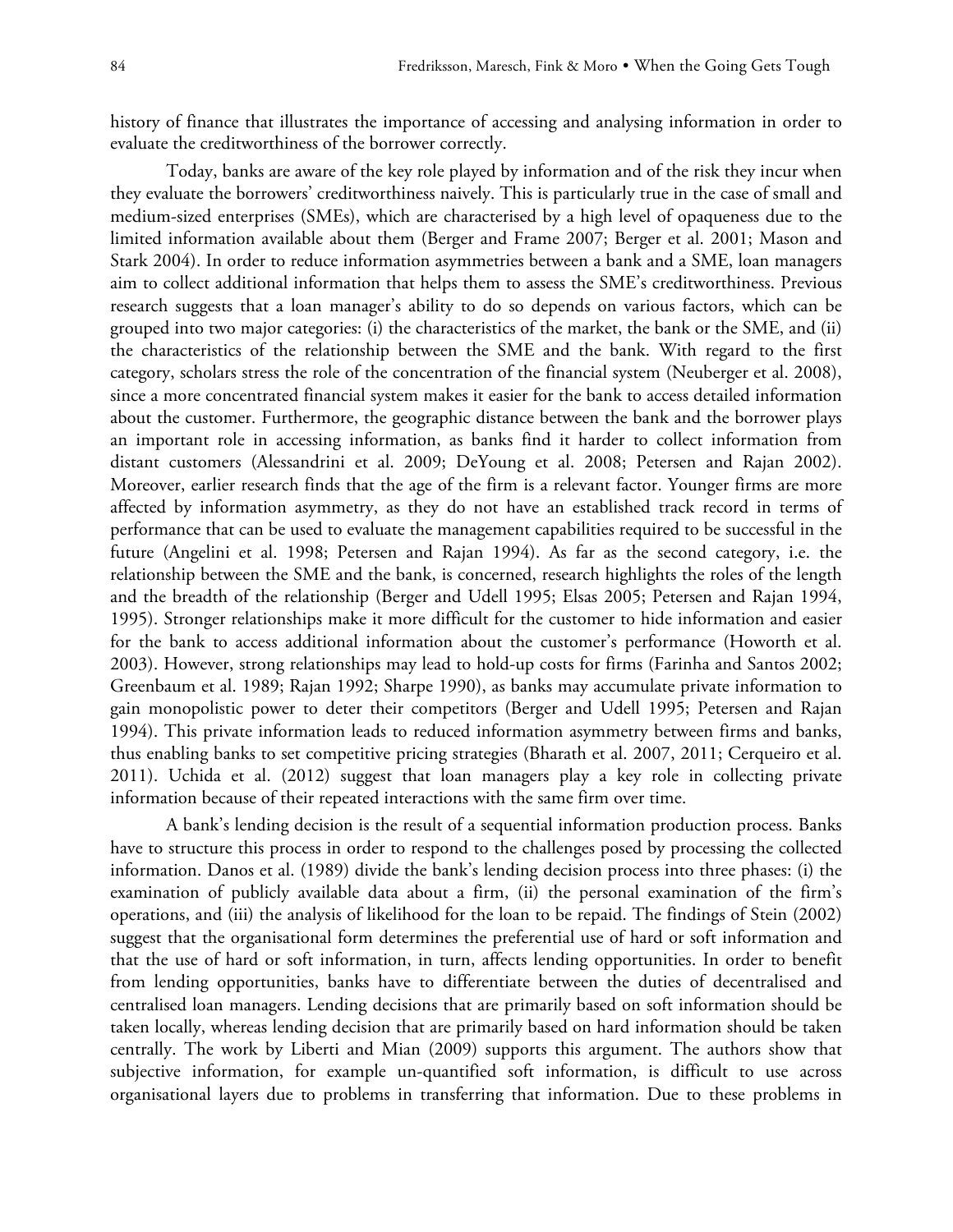history of finance that illustrates the importance of accessing and analysing information in order to evaluate the creditworthiness of the borrower correctly.

Today, banks are aware of the key role played by information and of the risk they incur when they evaluate the borrowers' creditworthiness naively. This is particularly true in the case of small and medium-sized enterprises (SMEs), which are characterised by a high level of opaqueness due to the limited information available about them (Berger and Frame 2007; Berger et al. 2001; Mason and Stark 2004). In order to reduce information asymmetries between a bank and a SME, loan managers aim to collect additional information that helps them to assess the SME's creditworthiness. Previous research suggests that a loan manager's ability to do so depends on various factors, which can be grouped into two major categories: (i) the characteristics of the market, the bank or the SME, and (ii) the characteristics of the relationship between the SME and the bank. With regard to the first category, scholars stress the role of the concentration of the financial system (Neuberger et al. 2008), since a more concentrated financial system makes it easier for the bank to access detailed information about the customer. Furthermore, the geographic distance between the bank and the borrower plays an important role in accessing information, as banks find it harder to collect information from distant customers (Alessandrini et al. 2009; DeYoung et al. 2008; Petersen and Rajan 2002). Moreover, earlier research finds that the age of the firm is a relevant factor. Younger firms are more affected by information asymmetry, as they do not have an established track record in terms of performance that can be used to evaluate the management capabilities required to be successful in the future (Angelini et al. 1998; Petersen and Rajan 1994). As far as the second category, i.e. the relationship between the SME and the bank, is concerned, research highlights the roles of the length and the breadth of the relationship (Berger and Udell 1995; Elsas 2005; Petersen and Rajan 1994, 1995). Stronger relationships make it more difficult for the customer to hide information and easier for the bank to access additional information about the customer's performance (Howorth et al. 2003). However, strong relationships may lead to hold-up costs for firms (Farinha and Santos 2002; Greenbaum et al. 1989; Rajan 1992; Sharpe 1990), as banks may accumulate private information to gain monopolistic power to deter their competitors (Berger and Udell 1995; Petersen and Rajan 1994). This private information leads to reduced information asymmetry between firms and banks, thus enabling banks to set competitive pricing strategies (Bharath et al. 2007, 2011; Cerqueiro et al. 2011). Uchida et al. (2012) suggest that loan managers play a key role in collecting private information because of their repeated interactions with the same firm over time.

A bank's lending decision is the result of a sequential information production process. Banks have to structure this process in order to respond to the challenges posed by processing the collected information. Danos et al. (1989) divide the bank's lending decision process into three phases: (i) the examination of publicly available data about a firm, (ii) the personal examination of the firm's operations, and (iii) the analysis of likelihood for the loan to be repaid. The findings of Stein (2002) suggest that the organisational form determines the preferential use of hard or soft information and that the use of hard or soft information, in turn, affects lending opportunities. In order to benefit from lending opportunities, banks have to differentiate between the duties of decentralised and centralised loan managers. Lending decisions that are primarily based on soft information should be taken locally, whereas lending decision that are primarily based on hard information should be taken centrally. The work by Liberti and Mian (2009) supports this argument. The authors show that subjective information, for example un-quantified soft information, is difficult to use across organisational layers due to problems in transferring that information. Due to these problems in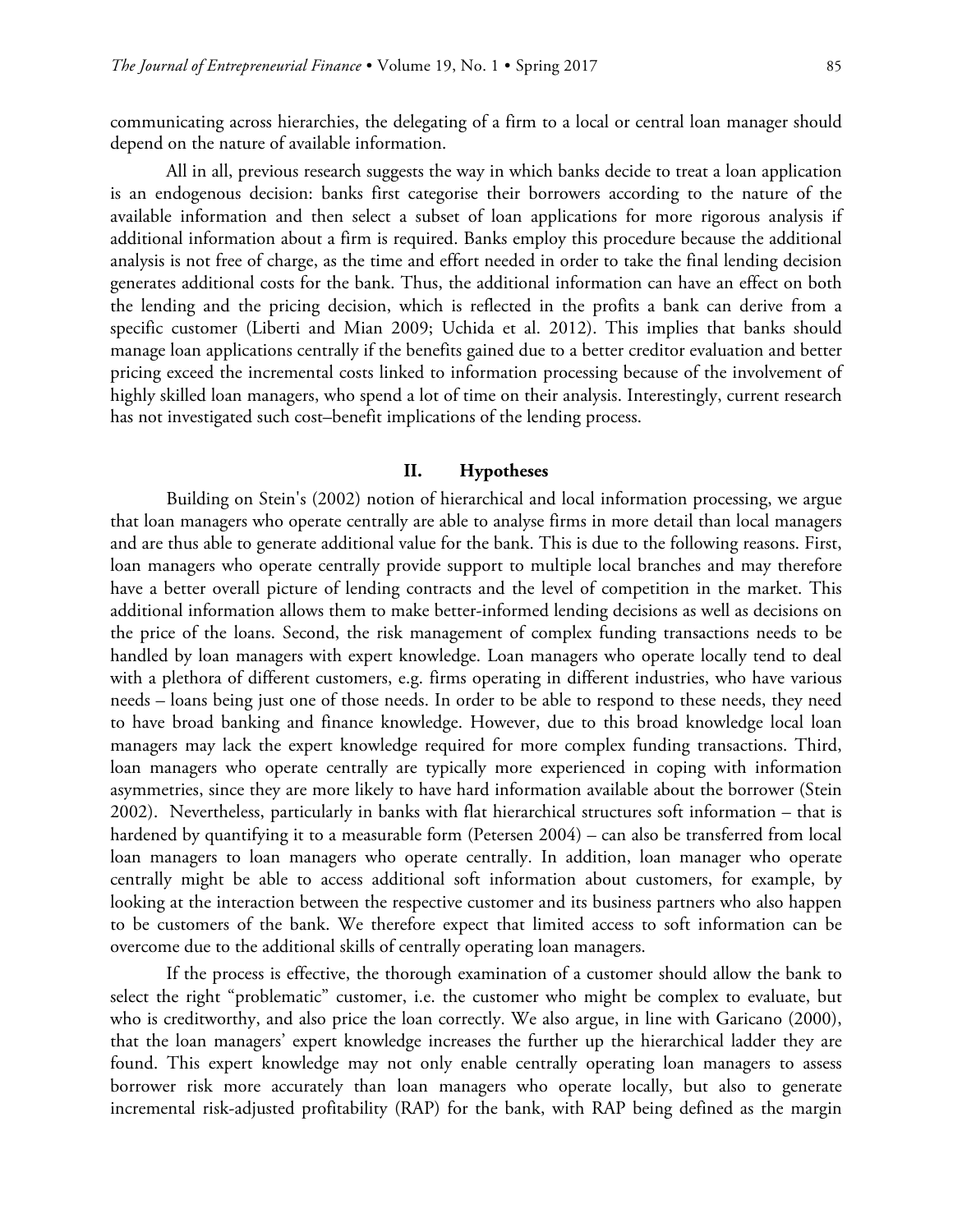communicating across hierarchies, the delegating of a firm to a local or central loan manager should depend on the nature of available information.

All in all, previous research suggests the way in which banks decide to treat a loan application is an endogenous decision: banks first categorise their borrowers according to the nature of the available information and then select a subset of loan applications for more rigorous analysis if additional information about a firm is required. Banks employ this procedure because the additional analysis is not free of charge, as the time and effort needed in order to take the final lending decision generates additional costs for the bank. Thus, the additional information can have an effect on both the lending and the pricing decision, which is reflected in the profits a bank can derive from a specific customer (Liberti and Mian 2009; Uchida et al. 2012). This implies that banks should manage loan applications centrally if the benefits gained due to a better creditor evaluation and better pricing exceed the incremental costs linked to information processing because of the involvement of highly skilled loan managers, who spend a lot of time on their analysis. Interestingly, current research has not investigated such cost–benefit implications of the lending process.

## II. Hypotheses

Building on Stein's (2002) notion of hierarchical and local information processing, we argue that loan managers who operate centrally are able to analyse firms in more detail than local managers and are thus able to generate additional value for the bank. This is due to the following reasons. First, loan managers who operate centrally provide support to multiple local branches and may therefore have a better overall picture of lending contracts and the level of competition in the market. This additional information allows them to make better-informed lending decisions as well as decisions on the price of the loans. Second, the risk management of complex funding transactions needs to be handled by loan managers with expert knowledge. Loan managers who operate locally tend to deal with a plethora of different customers, e.g. firms operating in different industries, who have various needs – loans being just one of those needs. In order to be able to respond to these needs, they need to have broad banking and finance knowledge. However, due to this broad knowledge local loan managers may lack the expert knowledge required for more complex funding transactions. Third, loan managers who operate centrally are typically more experienced in coping with information asymmetries, since they are more likely to have hard information available about the borrower (Stein 2002). Nevertheless, particularly in banks with flat hierarchical structures soft information – that is hardened by quantifying it to a measurable form (Petersen 2004) – can also be transferred from local loan managers to loan managers who operate centrally. In addition, loan manager who operate centrally might be able to access additional soft information about customers, for example, by looking at the interaction between the respective customer and its business partners who also happen to be customers of the bank. We therefore expect that limited access to soft information can be overcome due to the additional skills of centrally operating loan managers.

If the process is effective, the thorough examination of a customer should allow the bank to select the right "problematic" customer, i.e. the customer who might be complex to evaluate, but who is creditworthy, and also price the loan correctly. We also argue, in line with Garicano (2000), that the loan managers' expert knowledge increases the further up the hierarchical ladder they are found. This expert knowledge may not only enable centrally operating loan managers to assess borrower risk more accurately than loan managers who operate locally, but also to generate incremental risk-adjusted profitability (RAP) for the bank, with RAP being defined as the margin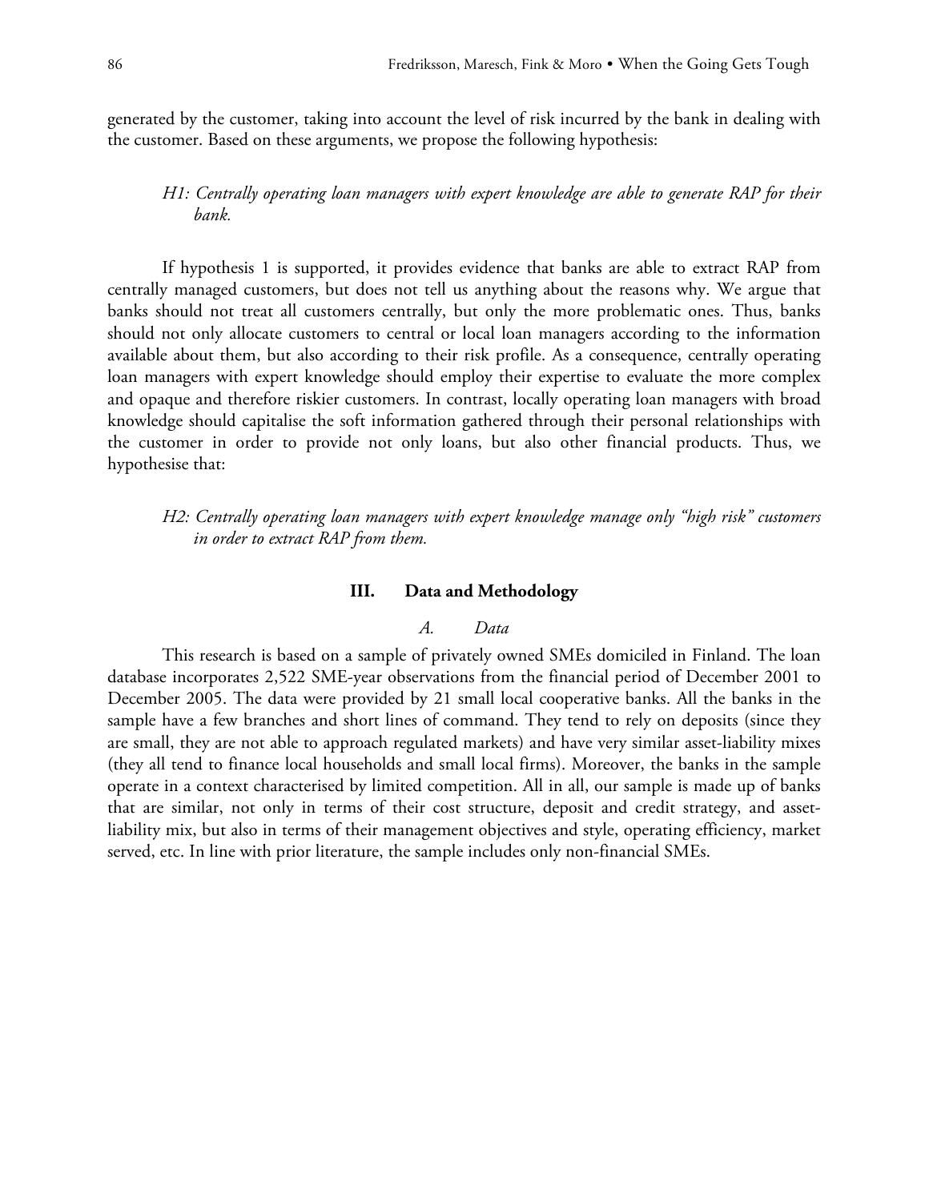generated by the customer, taking into account the level of risk incurred by the bank in dealing with the customer. Based on these arguments, we propose the following hypothesis:

> *H1: Centrally operating loan managers with expert knowledge are able to generate RAP for their bank.*

If hypothesis 1 is supported, it provides evidence that banks are able to extract RAP from centrally managed customers, but does not tell us anything about the reasons why. We argue that banks should not treat all customers centrally, but only the more problematic ones. Thus, banks should not only allocate customers to central or local loan managers according to the information available about them, but also according to their risk profile. As a consequence, centrally operating loan managers with expert knowledge should employ their expertise to evaluate the more complex and opaque and therefore riskier customers. In contrast, locally operating loan managers with broad knowledge should capitalise the soft information gathered through their personal relationships with the customer in order to provide not only loans, but also other financial products. Thus, we hypothesise that:

> *H2: Centrally operating loan managers with expert knowledge manage only "high risk" customers in order to extract RAP from them.*

## III. Data and Methodology

### *A. Data*

This research is based on a sample of privately owned SMEs domiciled in Finland. The loan database incorporates 2,522 SME-year observations from the financial period of December 2001 to December 2005. The data were provided by 21 small local cooperative banks. All the banks in the sample have a few branches and short lines of command. They tend to rely on deposits (since they are small, they are not able to approach regulated markets) and have very similar asset-liability mixes (they all tend to finance local households and small local firms). Moreover, the banks in the sample operate in a context characterised by limited competition. All in all, our sample is made up of banks that are similar, not only in terms of their cost structure, deposit and credit strategy, and asset-liability mix, but also in terms of their management objectives and style, operating efficiency, market served, etc. In line with prior literature, the sample includes only non-financial SMEs.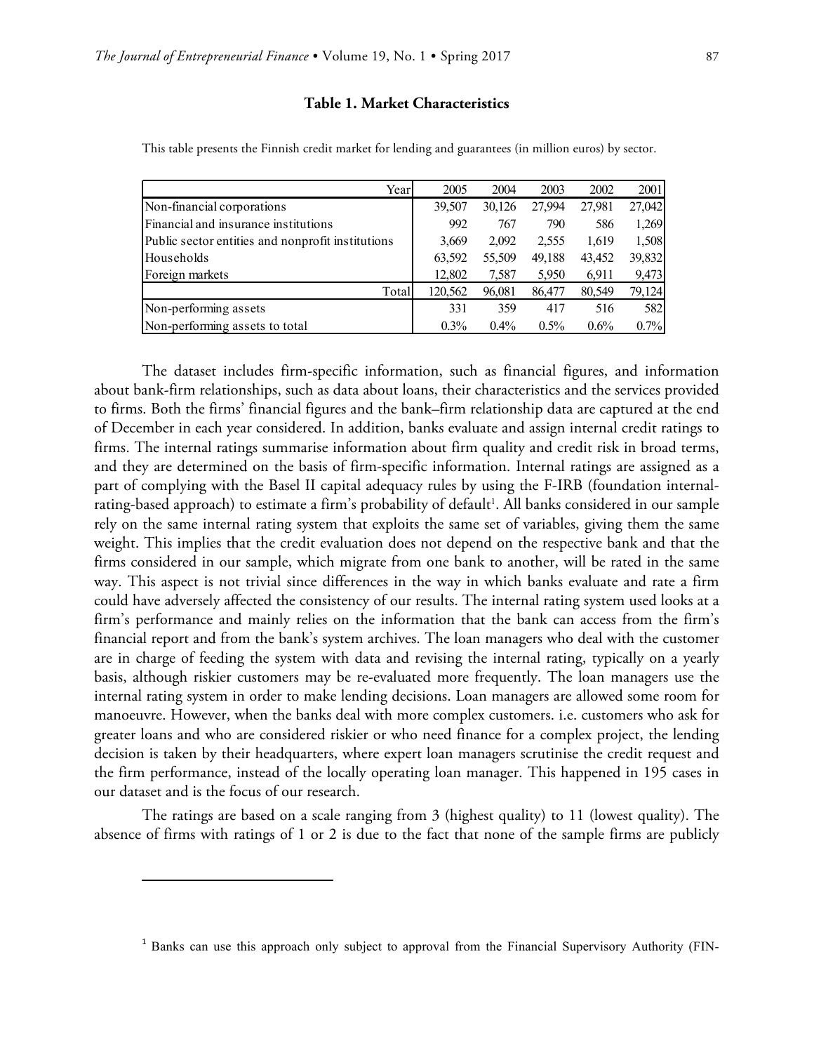**Table 1. Market Characteristics**

This table presents the Finnish credit market for lending and guarantees (in million euros) by sector.

| Year | 2005 | 2004 | 2003 | 2002 | 2001 |
|---|---|---|---|---|---|
| Non-financial corporations | 39,507 | 30,126 | 27,994 | 27,981 | 27,042 |
| Financial and insurance institutions | 992 | 767 | 790 | 586 | 1,269 |
| Public sector entities and nonprofit institutions | 3,669 | 2,092 | 2,555 | 1,619 | 1,508 |
| Households | 63,592 | 55,509 | 49,188 | 43,452 | 39,832 |
| Foreign markets | 12,802 | 7,587 | 5,950 | 6,911 | 9,473 |
| Total | 120,562 | 96,081 | 86,477 | 80,549 | 79,124 |
| Non-performing assets | 331 | 359 | 417 | 516 | 582 |
| Non-performing assets to total | 0.3% | 0.4% | 0.5% | 0.6% | 0.7% |

The dataset includes firm-specific information, such as financial figures, and information about bank-firm relationships, such as data about loans, their characteristics and the services provided to firms. Both the firms' financial figures and the bank–firm relationship data are captured at the end of December in each year considered. In addition, banks evaluate and assign internal credit ratings to firms. The internal ratings summarise information about firm quality and credit risk in broad terms, and they are determined on the basis of firm-specific information. Internal ratings are assigned as a part of complying with the Basel II capital adequacy rules by using the F-IRB (foundation internal-rating-based approach) to estimate a firm's probability of default[1]. All banks considered in our sample rely on the same internal rating system that exploits the same set of variables, giving them the same weight. This implies that the credit evaluation does not depend on the respective bank and that the firms considered in our sample, which migrate from one bank to another, will be rated in the same way. This aspect is not trivial since differences in the way in which banks evaluate and rate a firm could have adversely affected the consistency of our results. The internal rating system used looks at a firm's performance and mainly relies on the information that the bank can access from the firm's financial report and from the bank's system archives. The loan managers who deal with the customer are in charge of feeding the system with data and revising the internal rating, typically on a yearly basis, although riskier customers may be re-evaluated more frequently. The loan managers use the internal rating system in order to make lending decisions. Loan managers are allowed some room for manoeuvre. However, when the banks deal with more complex customers. i.e. customers who ask for greater loans and who are considered riskier or who need finance for a complex project, the lending decision is taken by their headquarters, where expert loan managers scrutinise the credit request and the firm performance, instead of the locally operating loan manager. This happened in 195 cases in our dataset and is the focus of our research.

The ratings are based on a scale ranging from 3 (highest quality) to 11 (lowest quality). The absence of firms with ratings of 1 or 2 is due to the fact that none of the sample firms are publicly

[1] Banks can use this approach only subject to approval from the Financial Supervisory Authority (FIN-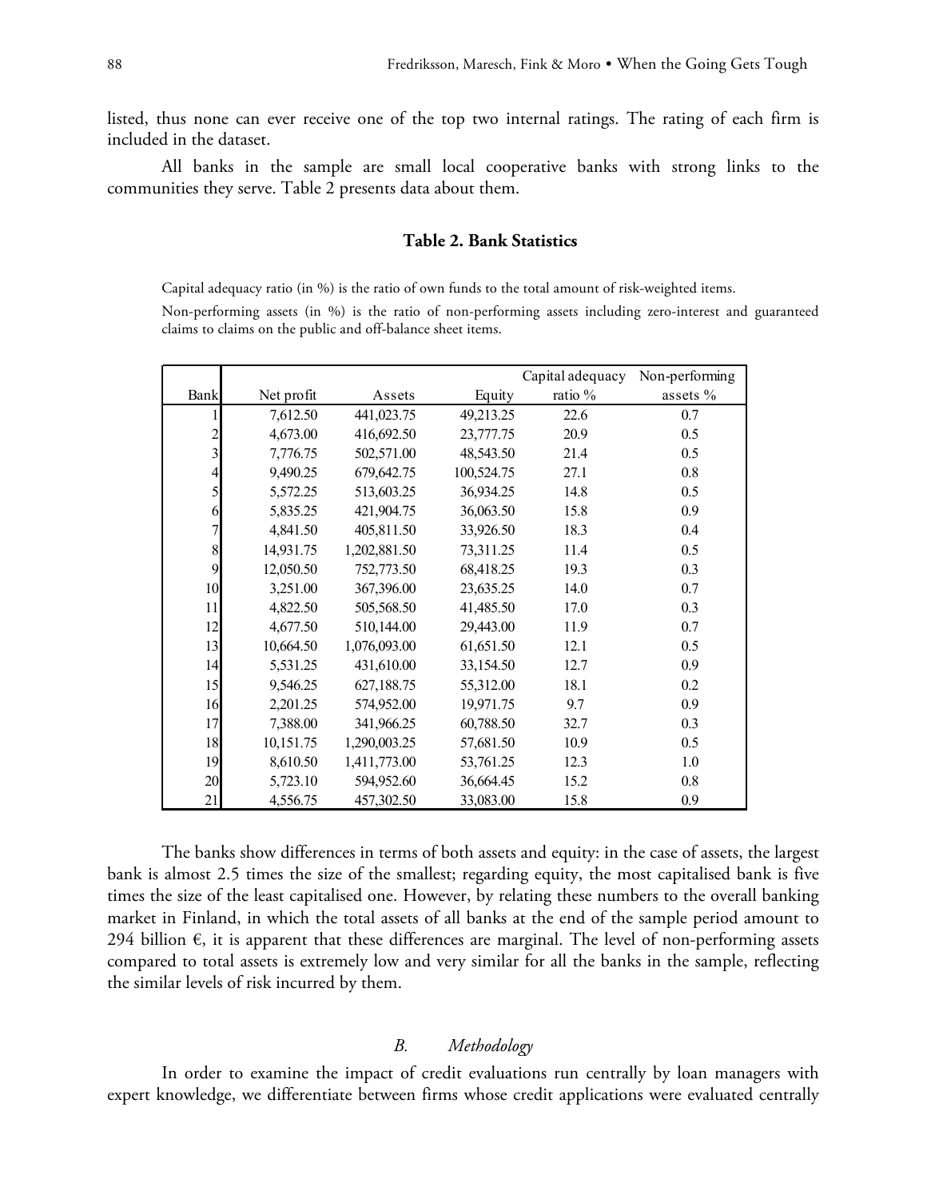listed, thus none can ever receive one of the top two internal ratings. The rating of each firm is included in the dataset.

All banks in the sample are small local cooperative banks with strong links to the communities they serve. Table 2 presents data about them.

**Table 2. Bank Statistics**

Capital adequacy ratio (in %) is the ratio of own funds to the total amount of risk-weighted items.

Non-performing assets (in %) is the ratio of non-performing assets including zero-interest and guaranteed claims to claims on the public and off-balance sheet items.

| Bank | Net profit | Assets | Equity | Capital adequacy ratio % | Non-performing assets % |
|---|---|---|---|---|---|
| 1 | 7,612.50 | 441,023.75 | 49,213.25 | 22.6 | 0.7 |
| 2 | 4,673.00 | 416,692.50 | 23,777.75 | 20.9 | 0.5 |
| 3 | 7,776.75 | 502,571.00 | 48,543.50 | 21.4 | 0.5 |
| 4 | 9,490.25 | 679,642.75 | 100,524.75 | 27.1 | 0.8 |
| 5 | 5,572.25 | 513,603.25 | 36,934.25 | 14.8 | 0.5 |
| 6 | 5,835.25 | 421,904.75 | 36,063.50 | 15.8 | 0.9 |
| 7 | 4,841.50 | 405,811.50 | 33,926.50 | 18.3 | 0.4 |
| 8 | 14,931.75 | 1,202,881.50 | 73,311.25 | 11.4 | 0.5 |
| 9 | 12,050.50 | 752,773.50 | 68,418.25 | 19.3 | 0.3 |
| 10 | 3,251.00 | 367,396.00 | 23,635.25 | 14.0 | 0.7 |
| 11 | 4,822.50 | 505,568.50 | 41,485.50 | 17.0 | 0.3 |
| 12 | 4,677.50 | 510,144.00 | 29,443.00 | 11.9 | 0.7 |
| 13 | 10,664.50 | 1,076,093.00 | 61,651.50 | 12.1 | 0.5 |
| 14 | 5,531.25 | 431,610.00 | 33,154.50 | 12.7 | 0.9 |
| 15 | 9,546.25 | 627,188.75 | 55,312.00 | 18.1 | 0.2 |
| 16 | 2,201.25 | 574,952.00 | 19,971.75 | 9.7 | 0.9 |
| 17 | 7,388.00 | 341,966.25 | 60,788.50 | 32.7 | 0.3 |
| 18 | 10,151.75 | 1,290,003.25 | 57,681.50 | 10.9 | 0.5 |
| 19 | 8,610.50 | 1,411,773.00 | 53,761.25 | 12.3 | 1.0 |
| 20 | 5,723.10 | 594,952.60 | 36,664.45 | 15.2 | 0.8 |
| 21 | 4,556.75 | 457,302.50 | 33,083.00 | 15.8 | 0.9 |

The banks show differences in terms of both assets and equity: in the case of assets, the largest bank is almost 2.5 times the size of the smallest; regarding equity, the most capitalised bank is five times the size of the least capitalised one. However, by relating these numbers to the overall banking market in Finland, in which the total assets of all banks at the end of the sample period amount to 294 billion €, it is apparent that these differences are marginal. The level of non-performing assets compared to total assets is extremely low and very similar for all the banks in the sample, reflecting the similar levels of risk incurred by them.

### *B. Methodology*

In order to examine the impact of credit evaluations run centrally by loan managers with expert knowledge, we differentiate between firms whose credit applications were evaluated centrally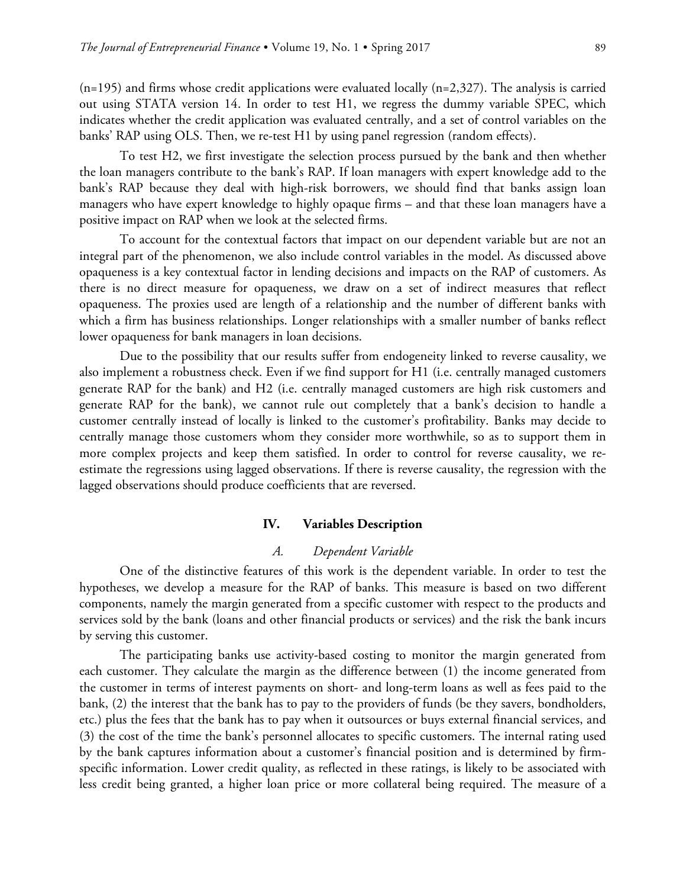(n=195) and firms whose credit applications were evaluated locally (n=2,327). The analysis is carried out using STATA version 14. In order to test H1, we regress the dummy variable SPEC, which indicates whether the credit application was evaluated centrally, and a set of control variables on the banks' RAP using OLS. Then, we re-test H1 by using panel regression (random effects).

To test H2, we first investigate the selection process pursued by the bank and then whether the loan managers contribute to the bank's RAP. If loan managers with expert knowledge add to the bank's RAP because they deal with high-risk borrowers, we should find that banks assign loan managers who have expert knowledge to highly opaque firms – and that these loan managers have a positive impact on RAP when we look at the selected firms.

To account for the contextual factors that impact on our dependent variable but are not an integral part of the phenomenon, we also include control variables in the model. As discussed above opaqueness is a key contextual factor in lending decisions and impacts on the RAP of customers. As there is no direct measure for opaqueness, we draw on a set of indirect measures that reflect opaqueness. The proxies used are length of a relationship and the number of different banks with which a firm has business relationships. Longer relationships with a smaller number of banks reflect lower opaqueness for bank managers in loan decisions.

Due to the possibility that our results suffer from endogeneity linked to reverse causality, we also implement a robustness check. Even if we find support for H1 (i.e. centrally managed customers generate RAP for the bank) and H2 (i.e. centrally managed customers are high risk customers and generate RAP for the bank), we cannot rule out completely that a bank's decision to handle a customer centrally instead of locally is linked to the customer's profitability. Banks may decide to centrally manage those customers whom they consider more worthwhile, so as to support them in more complex projects and keep them satisfied. In order to control for reverse causality, we re-estimate the regressions using lagged observations. If there is reverse causality, the regression with the lagged observations should produce coefficients that are reversed.

## IV. Variables Description

### *A. Dependent Variable*

One of the distinctive features of this work is the dependent variable. In order to test the hypotheses, we develop a measure for the RAP of banks. This measure is based on two different components, namely the margin generated from a specific customer with respect to the products and services sold by the bank (loans and other financial products or services) and the risk the bank incurs by serving this customer.

The participating banks use activity-based costing to monitor the margin generated from each customer. They calculate the margin as the difference between (1) the income generated from the customer in terms of interest payments on short- and long-term loans as well as fees paid to the bank, (2) the interest that the bank has to pay to the providers of funds (be they savers, bondholders, etc.) plus the fees that the bank has to pay when it outsources or buys external financial services, and (3) the cost of the time the bank's personnel allocates to specific customers. The internal rating used by the bank captures information about a customer's financial position and is determined by firm-specific information. Lower credit quality, as reflected in these ratings, is likely to be associated with less credit being granted, a higher loan price or more collateral being required. The measure of a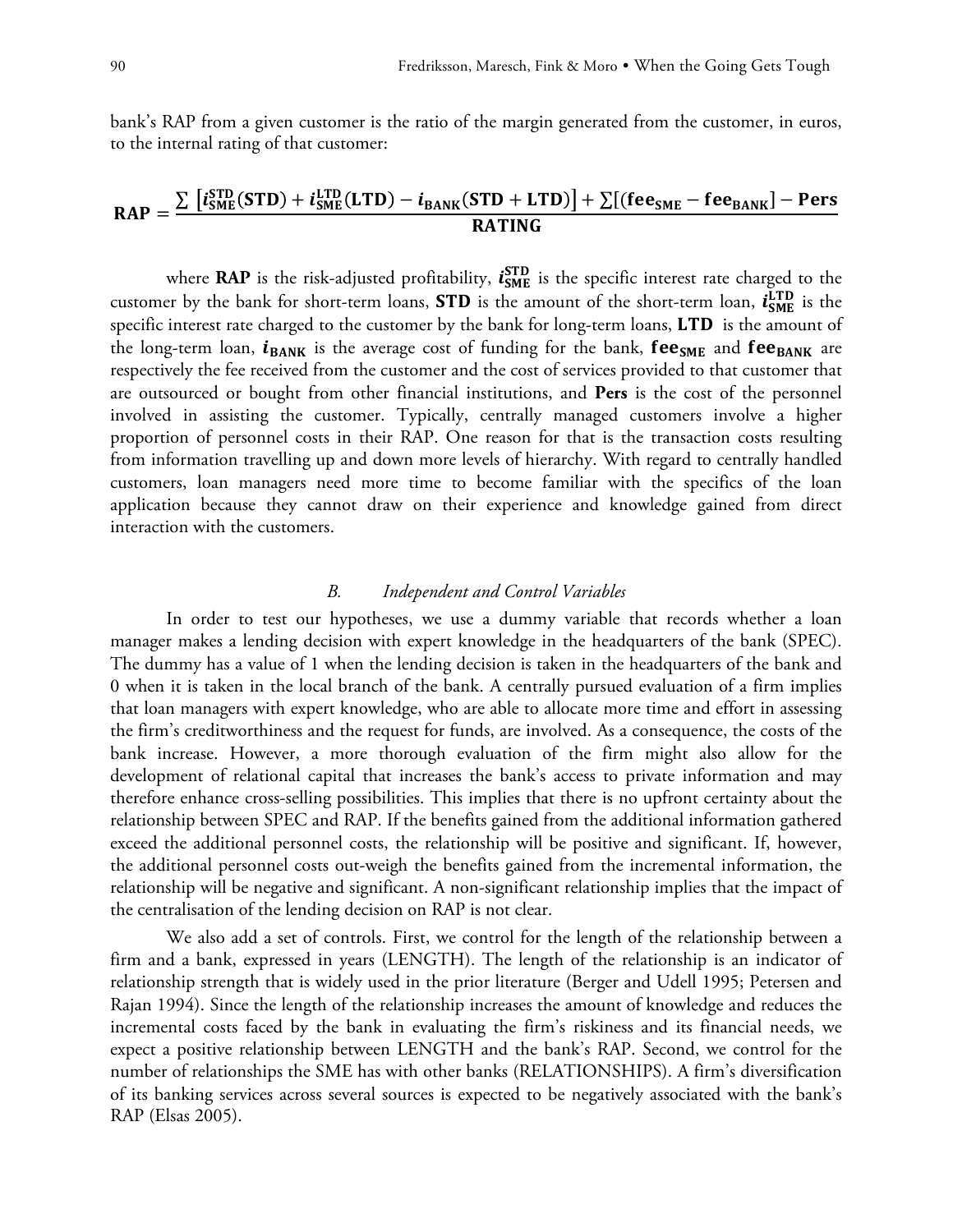bank's RAP from a given customer is the ratio of the margin generated from the customer, in euros, to the internal rating of that customer:

$$\mathbf{RAP} = \frac{\sum\left[i_{\mathbf{SME}}^{\mathbf{STD}}(\mathbf{STD}) + i_{\mathbf{SME}}^{\mathbf{LTD}}(\mathbf{LTD}) - i_{\mathbf{BANK}}(\mathbf{STD}+\mathbf{LTD})\right] + \sum\left[(\mathbf{fee}_{\mathbf{SME}} - \mathbf{fee}_{\mathbf{BANK}}\right] - \mathbf{Pers}}{\mathbf{RATING}}$$

where **RAP** is the risk-adjusted profitability, $i_{\mathbf{SME}}^{\mathbf{STD}}$ is the specific interest rate charged to the customer by the bank for short-term loans, **STD** is the amount of the short-term loan, $i_{\mathbf{SME}}^{\mathbf{LTD}}$ is the specific interest rate charged to the customer by the bank for long-term loans, **LTD** is the amount of the long-term loan, $i_{\mathbf{BANK}}$ is the average cost of funding for the bank, $\mathbf{fee}_{\mathbf{SME}}$ and $\mathbf{fee}_{\mathbf{BANK}}$ are respectively the fee received from the customer and the cost of services provided to that customer that are outsourced or bought from other financial institutions, and **Pers** is the cost of the personnel involved in assisting the customer. Typically, centrally managed customers involve a higher proportion of personnel costs in their RAP. One reason for that is the transaction costs resulting from information travelling up and down more levels of hierarchy. With regard to centrally handled customers, loan managers need more time to become familiar with the specifics of the loan application because they cannot draw on their experience and knowledge gained from direct interaction with the customers.

### *B. Independent and Control Variables*

In order to test our hypotheses, we use a dummy variable that records whether a loan manager makes a lending decision with expert knowledge in the headquarters of the bank (SPEC). The dummy has a value of 1 when the lending decision is taken in the headquarters of the bank and 0 when it is taken in the local branch of the bank. A centrally pursued evaluation of a firm implies that loan managers with expert knowledge, who are able to allocate more time and effort in assessing the firm's creditworthiness and the request for funds, are involved. As a consequence, the costs of the bank increase. However, a more thorough evaluation of the firm might also allow for the development of relational capital that increases the bank's access to private information and may therefore enhance cross-selling possibilities. This implies that there is no upfront certainty about the relationship between SPEC and RAP. If the benefits gained from the additional information gathered exceed the additional personnel costs, the relationship will be positive and significant. If, however, the additional personnel costs out-weigh the benefits gained from the incremental information, the relationship will be negative and significant. A non-significant relationship implies that the impact of the centralisation of the lending decision on RAP is not clear.

We also add a set of controls. First, we control for the length of the relationship between a firm and a bank, expressed in years (LENGTH). The length of the relationship is an indicator of relationship strength that is widely used in the prior literature (Berger and Udell 1995; Petersen and Rajan 1994). Since the length of the relationship increases the amount of knowledge and reduces the incremental costs faced by the bank in evaluating the firm's riskiness and its financial needs, we expect a positive relationship between LENGTH and the bank's RAP. Second, we control for the number of relationships the SME has with other banks (RELATIONSHIPS). A firm's diversification of its banking services across several sources is expected to be negatively associated with the bank's RAP (Elsas 2005).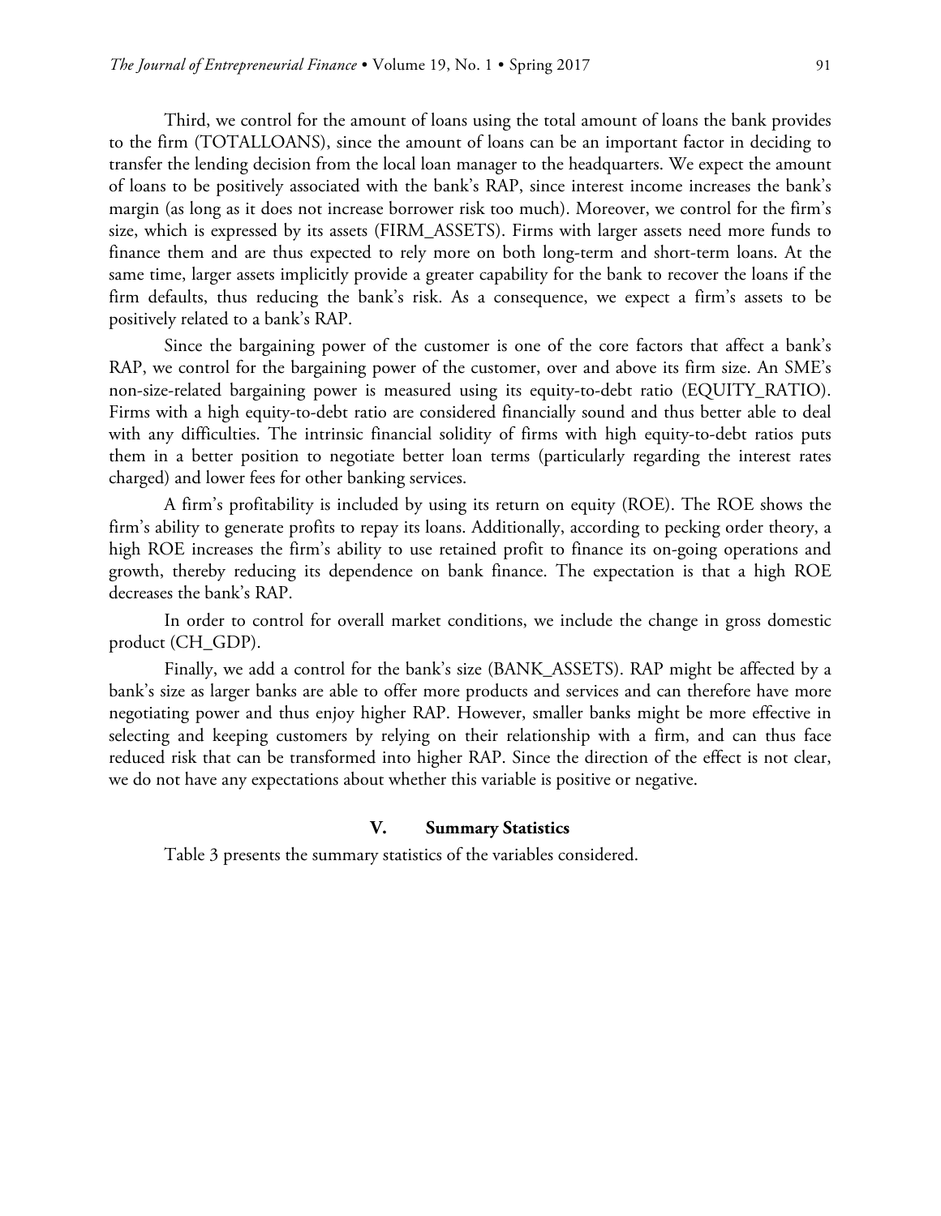Third, we control for the amount of loans using the total amount of loans the bank provides to the firm (TOTALLOANS), since the amount of loans can be an important factor in deciding to transfer the lending decision from the local loan manager to the headquarters. We expect the amount of loans to be positively associated with the bank's RAP, since interest income increases the bank's margin (as long as it does not increase borrower risk too much). Moreover, we control for the firm's size, which is expressed by its assets (FIRM_ASSETS). Firms with larger assets need more funds to finance them and are thus expected to rely more on both long-term and short-term loans. At the same time, larger assets implicitly provide a greater capability for the bank to recover the loans if the firm defaults, thus reducing the bank's risk. As a consequence, we expect a firm's assets to be positively related to a bank's RAP.

Since the bargaining power of the customer is one of the core factors that affect a bank's RAP, we control for the bargaining power of the customer, over and above its firm size. An SME's non-size-related bargaining power is measured using its equity-to-debt ratio (EQUITY_RATIO). Firms with a high equity-to-debt ratio are considered financially sound and thus better able to deal with any difficulties. The intrinsic financial solidity of firms with high equity-to-debt ratios puts them in a better position to negotiate better loan terms (particularly regarding the interest rates charged) and lower fees for other banking services.

A firm's profitability is included by using its return on equity (ROE). The ROE shows the firm's ability to generate profits to repay its loans. Additionally, according to pecking order theory, a high ROE increases the firm's ability to use retained profit to finance its on-going operations and growth, thereby reducing its dependence on bank finance. The expectation is that a high ROE decreases the bank's RAP.

In order to control for overall market conditions, we include the change in gross domestic product (CH_GDP).

Finally, we add a control for the bank's size (BANK_ASSETS). RAP might be affected by a bank's size as larger banks are able to offer more products and services and can therefore have more negotiating power and thus enjoy higher RAP. However, smaller banks might be more effective in selecting and keeping customers by relying on their relationship with a firm, and can thus face reduced risk that can be transformed into higher RAP. Since the direction of the effect is not clear, we do not have any expectations about whether this variable is positive or negative.

## V. Summary Statistics

Table 3 presents the summary statistics of the variables considered.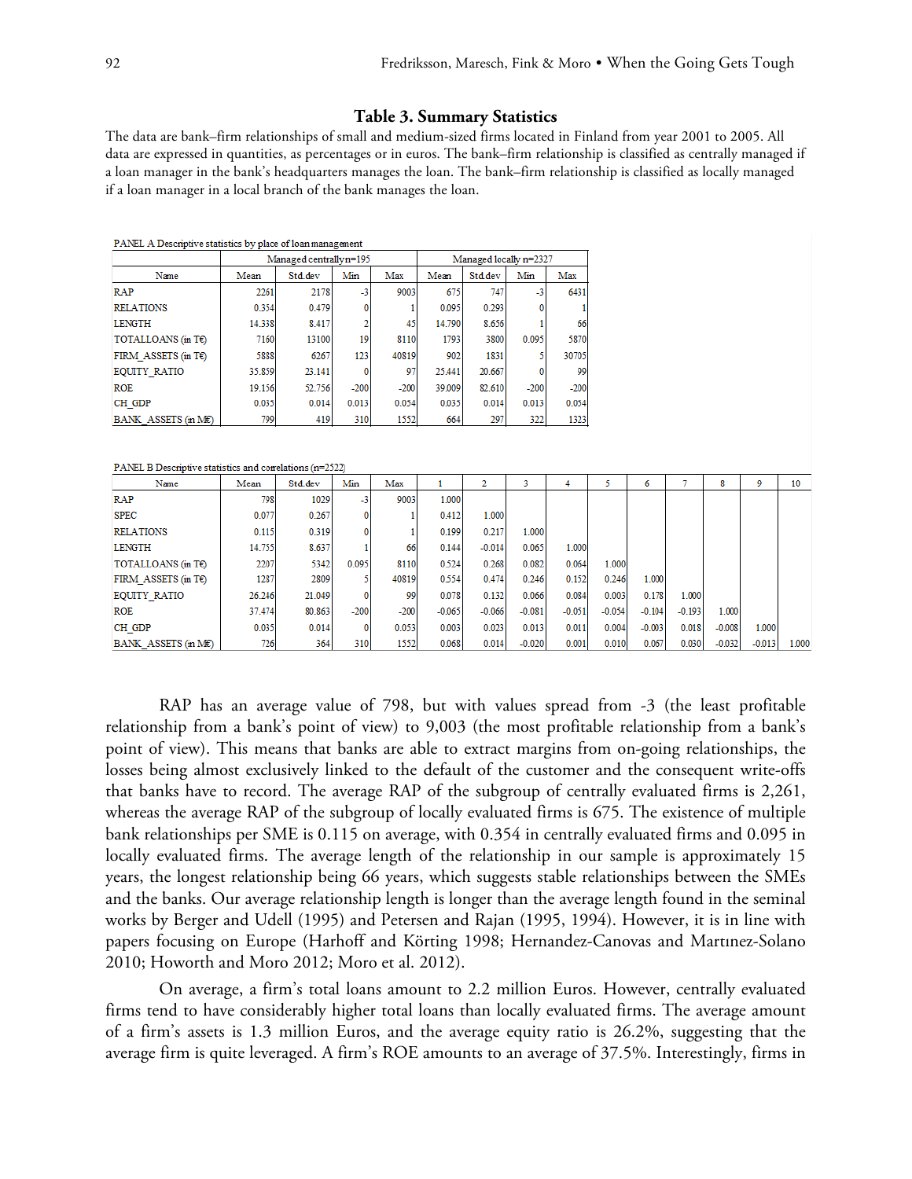### Table 3. Summary Statistics

The data are bank–firm relationships of small and medium-sized firms located in Finland from year 2001 to 2005. All data are expressed in quantities, as percentages or in euros. The bank–firm relationship is classified as centrally managed if a loan manager in the bank's headquarters manages the loan. The bank–firm relationship is classified as locally managed if a loan manager in a local branch of the bank manages the loan.

PANEL A Descriptive statistics by place of loan management

| Name | Managed centrally n=195 | | | | Managed locally n=2327 | | | |
|---|---|---|---|---|---|---|---|---|
| | Mean | Std.dev | Min | Max | Mean | Std.dev | Min | Max |
| RAP | 2261 | 2178 | -3 | 9003 | 675 | 747 | -3 | 6431 |
| RELATIONS | 0.354 | 0.479 | 0 | 1 | 0.095 | 0.293 | 0 | 1 |
| LENGTH | 14.338 | 8.417 | 2 | 45 | 14.790 | 8.656 | 1 | 66 |
| TOTALLOANS (in T€) | 7160 | 13100 | 19 | 8110 | 1793 | 3800 | 0.095 | 5870 |
| FIRM_ASSETS (in T€) | 5888 | 6267 | 123 | 40819 | 902 | 1831 | 5 | 30705 |
| EQUITY_RATIO | 35.859 | 23.141 | 0 | 97 | 25.441 | 20.667 | 0 | 99 |
| ROE | 19.156 | 52.756 | -200 | -200 | 39.009 | 82.610 | -200 | -200 |
| CH_GDP | 0.035 | 0.014 | 0.013 | 0.054 | 0.035 | 0.014 | 0.013 | 0.054 |
| BANK_ASSETS (in M€) | 799 | 419 | 310 | 1552 | 664 | 297 | 322 | 1323 |

PANEL B Descriptive statistics and correlations (n=2522)

| Name | Mean | Std.dev | Min | Max | 1 | 2 | 3 | 4 | 5 | 6 | 7 | 8 | 9 | 10 |
|---|---|---|---|---|---|---|---|---|---|---|---|---|---|---|
| RAP | 798 | 1029 | -3 | 9003 | 1.000 | | | | | | | | | |
| SPEC | 0.077 | 0.267 | 0 | 1 | 0.412 | 1.000 | | | | | | | | |
| RELATIONS | 0.115 | 0.319 | 0 | 1 | 0.199 | 0.217 | 1.000 | | | | | | | |
| LENGTH | 14.755 | 8.637 | 1 | 66 | 0.144 | -0.014 | 0.065 | 1.000 | | | | | | |
| TOTALLOANS (in T€) | 2207 | 5342 | 0.095 | 8110 | 0.524 | 0.268 | 0.082 | 0.064 | 1.000 | | | | | |
| FIRM_ASSETS (in T€) | 1287 | 2809 | 5 | 40819 | 0.554 | 0.474 | 0.246 | 0.152 | 0.246 | 1.000 | | | | |
| EQUITY_RATIO | 26.246 | 21.049 | 0 | 99 | 0.078 | 0.132 | 0.066 | 0.084 | 0.003 | 0.178 | 1.000 | | | |
| ROE | 37.474 | 80.863 | -200 | -200 | -0.065 | -0.066 | -0.081 | -0.051 | -0.054 | -0.104 | -0.193 | 1.000 | | |
| CH_GDP | 0.035 | 0.014 | 0 | 0.053 | 0.003 | 0.023 | 0.013 | 0.011 | 0.004 | -0.003 | 0.018 | -0.008 | 1.000 | |
| BANK_ASSETS (in M€) | 726 | 364 | 310 | 1552 | 0.068 | 0.014 | -0.020 | 0.001 | 0.010 | 0.067 | 0.030 | -0.032 | -0.013 | 1.000 |

RAP has an average value of 798, but with values spread from -3 (the least profitable relationship from a bank's point of view) to 9,003 (the most profitable relationship from a bank's point of view). This means that banks are able to extract margins from on-going relationships, the losses being almost exclusively linked to the default of the customer and the consequent write-offs that banks have to record. The average RAP of the subgroup of centrally evaluated firms is 2,261, whereas the average RAP of the subgroup of locally evaluated firms is 675. The existence of multiple bank relationships per SME is 0.115 on average, with 0.354 in centrally evaluated firms and 0.095 in locally evaluated firms. The average length of the relationship in our sample is approximately 15 years, the longest relationship being 66 years, which suggests stable relationships between the SMEs and the banks. Our average relationship length is longer than the average length found in the seminal works by Berger and Udell (1995) and Petersen and Rajan (1995, 1994). However, it is in line with papers focusing on Europe (Harhoff and Körting 1998; Hernandez-Canovas and Martınez-Solano 2010; Howorth and Moro 2012; Moro et al. 2012).

On average, a firm's total loans amount to 2.2 million Euros. However, centrally evaluated firms tend to have considerably higher total loans than locally evaluated firms. The average amount of a firm's assets is 1.3 million Euros, and the average equity ratio is 26.2%, suggesting that the average firm is quite leveraged. A firm's ROE amounts to an average of 37.5%. Interestingly, firms in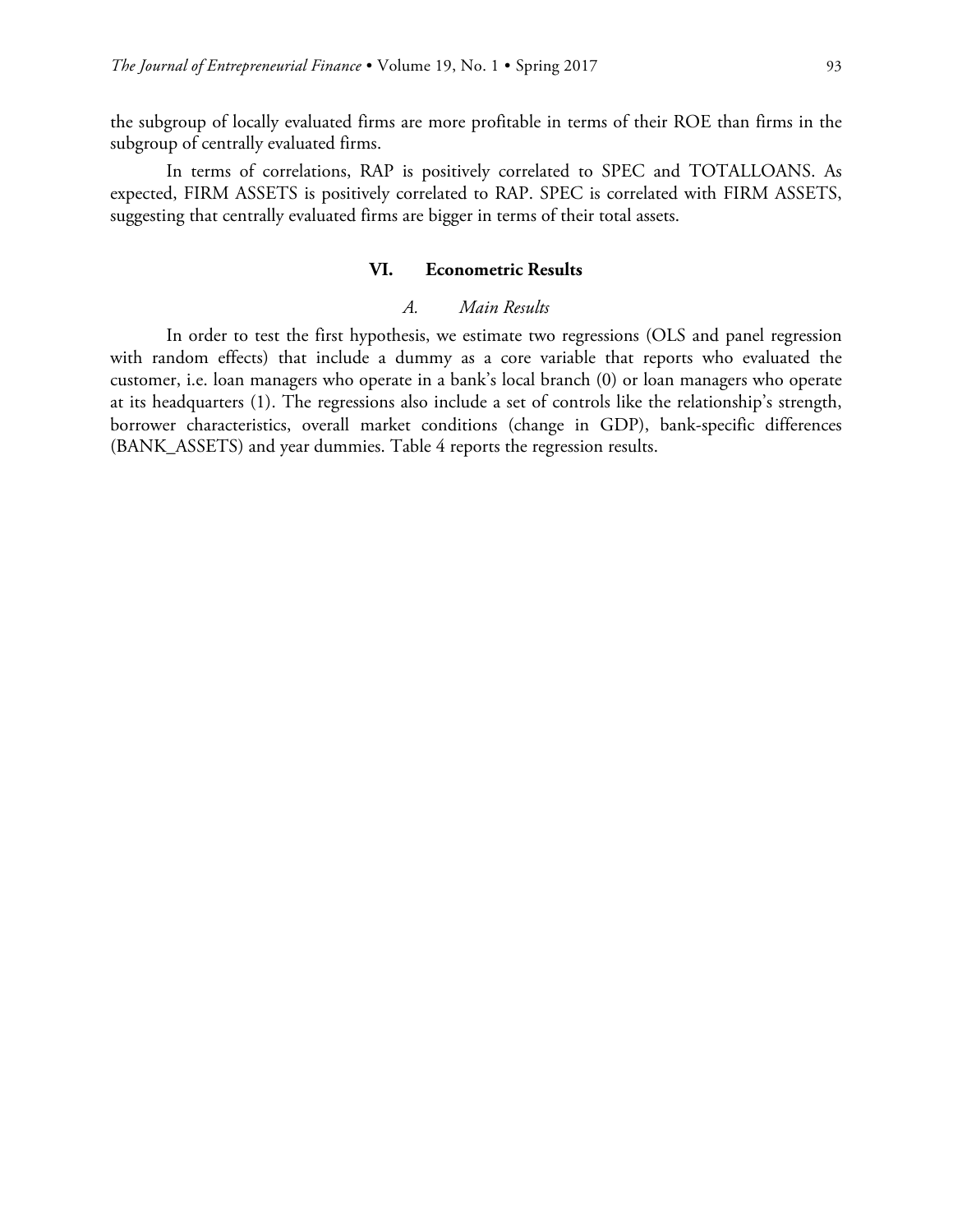the subgroup of locally evaluated firms are more profitable in terms of their ROE than firms in the subgroup of centrally evaluated firms.

In terms of correlations, RAP is positively correlated to SPEC and TOTALLOANS. As expected, FIRM ASSETS is positively correlated to RAP. SPEC is correlated with FIRM ASSETS, suggesting that centrally evaluated firms are bigger in terms of their total assets.

## VI. Econometric Results

### *A. Main Results*

In order to test the first hypothesis, we estimate two regressions (OLS and panel regression with random effects) that include a dummy as a core variable that reports who evaluated the customer, i.e. loan managers who operate in a bank's local branch (0) or loan managers who operate at its headquarters (1). The regressions also include a set of controls like the relationship's strength, borrower characteristics, overall market conditions (change in GDP), bank-specific differences (BANK_ASSETS) and year dummies. Table 4 reports the regression results.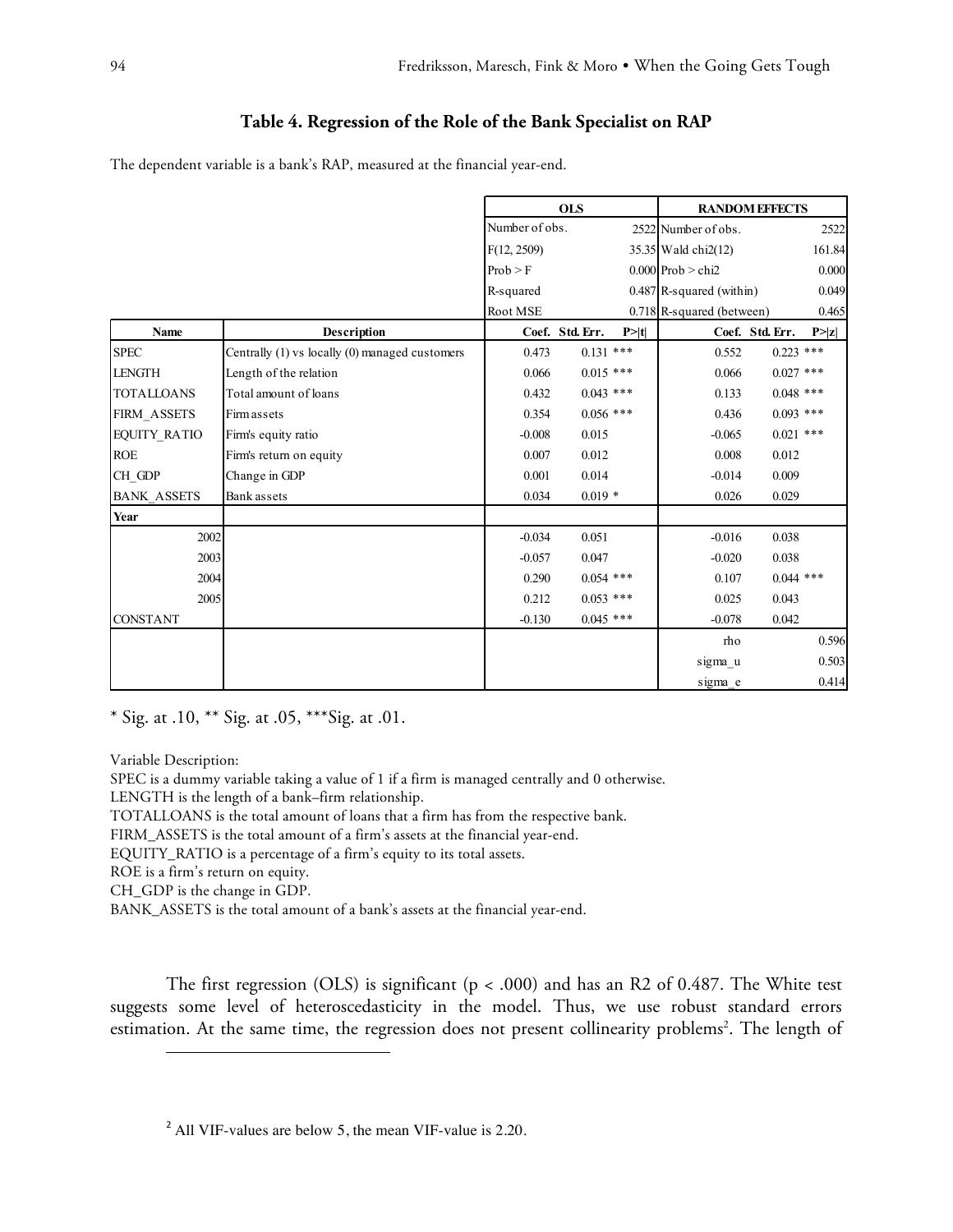### Table 4. Regression of the Role of the Bank Specialist on RAP

The dependent variable is a bank's RAP, measured at the financial year-end.

| | | OLS | | | RANDOM EFFECTS | | |
|---|---|---|---|---|---|---|---|
| | | Number of obs. | | 2522 | Number of obs. | | 2522 |
| | | F(12, 2509) | | 35.35 | Wald chi2(12) | | 161.84 |
| | | Prob > F | | 0.000 | Prob > chi2 | | 0.000 |
| | | R-squared | | 0.487 | R-squared (within) | | 0.049 |
| | | Root MSE | | 0.718 | R-squared (between) | | 0.465 |
| **Name** | **Description** | **Coef.** | **Std. Err.** | **P>\|t\|** | **Coef.** | **Std. Err.** | **P>\|z\|** |
| SPEC | Centrally (1) vs locally (0) managed customers | 0.473 | 0.131 | *** | 0.552 | 0.223 | *** |
| LENGTH | Length of the relation | 0.066 | 0.015 | *** | 0.066 | 0.027 | *** |
| TOTALLOANS | Total amount of loans | 0.432 | 0.043 | *** | 0.133 | 0.048 | *** |
| FIRM_ASSETS | Firm assets | 0.354 | 0.056 | *** | 0.436 | 0.093 | *** |
| EQUITY_RATIO | Firm's equity ratio | -0.008 | 0.015 | | -0.065 | 0.021 | *** |
| ROE | Firm's return on equity | 0.007 | 0.012 | | 0.008 | 0.012 | |
| CH_GDP | Change in GDP | 0.001 | 0.014 | | -0.014 | 0.009 | |
| BANK_ASSETS | Bank assets | 0.034 | 0.019 | * | 0.026 | 0.029 | |
| **Year** | | | | | | | |
| 2002 | | -0.034 | 0.051 | | -0.016 | 0.038 | |
| 2003 | | -0.057 | 0.047 | | -0.020 | 0.038 | |
| 2004 | | 0.290 | 0.054 | *** | 0.107 | 0.044 | *** |
| 2005 | | 0.212 | 0.053 | *** | 0.025 | 0.043 | |
| CONSTANT | | -0.130 | 0.045 | *** | -0.078 | 0.042 | |
| | | | | | rho | | 0.596 |
| | | | | | sigma_u | | 0.503 |
| | | | | | sigma_e | | 0.414 |

* Sig. at .10, ** Sig. at .05, ***Sig. at .01.

Variable Description:
SPEC is a dummy variable taking a value of 1 if a firm is managed centrally and 0 otherwise.
LENGTH is the length of a bank–firm relationship.
TOTALLOANS is the total amount of loans that a firm has from the respective bank.
FIRM_ASSETS is the total amount of a firm's assets at the financial year-end.
EQUITY_RATIO is a percentage of a firm's equity to its total assets.
ROE is a firm's return on equity.
CH_GDP is the change in GDP.
BANK_ASSETS is the total amount of a bank's assets at the financial year-end.

The first regression (OLS) is significant ($p < .000$) and has an R2 of 0.487. The White test suggests some level of heteroscedasticity in the model. Thus, we use robust standard errors estimation. At the same time, the regression does not present collinearity problems[2]. The length of

[2] All VIF-values are below 5, the mean VIF-value is 2.20.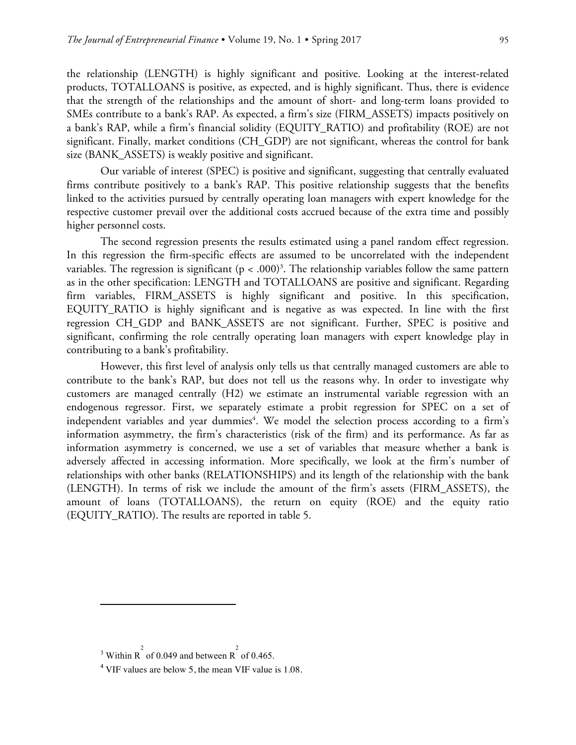the relationship (LENGTH) is highly significant and positive. Looking at the interest-related products, TOTALLOANS is positive, as expected, and is highly significant. Thus, there is evidence that the strength of the relationships and the amount of short- and long-term loans provided to SMEs contribute to a bank's RAP. As expected, a firm's size (FIRM_ASSETS) impacts positively on a bank's RAP, while a firm's financial solidity (EQUITY_RATIO) and profitability (ROE) are not significant. Finally, market conditions (CH_GDP) are not significant, whereas the control for bank size (BANK_ASSETS) is weakly positive and significant.

Our variable of interest (SPEC) is positive and significant, suggesting that centrally evaluated firms contribute positively to a bank's RAP. This positive relationship suggests that the benefits linked to the activities pursued by centrally operating loan managers with expert knowledge for the respective customer prevail over the additional costs accrued because of the extra time and possibly higher personnel costs.

The second regression presents the results estimated using a panel random effect regression. In this regression the firm-specific effects are assumed to be uncorrelated with the independent variables. The regression is significant ($p < .000$)[3]. The relationship variables follow the same pattern as in the other specification: LENGTH and TOTALLOANS are positive and significant. Regarding firm variables, FIRM_ASSETS is highly significant and positive. In this specification, EQUITY_RATIO is highly significant and is negative as was expected. In line with the first regression CH_GDP and BANK_ASSETS are not significant. Further, SPEC is positive and significant, confirming the role centrally operating loan managers with expert knowledge play in contributing to a bank's profitability.

However, this first level of analysis only tells us that centrally managed customers are able to contribute to the bank's RAP, but does not tell us the reasons why. In order to investigate why customers are managed centrally (H2) we estimate an instrumental variable regression with an endogenous regressor. First, we separately estimate a probit regression for SPEC on a set of independent variables and year dummies[4]. We model the selection process according to a firm's information asymmetry, the firm's characteristics (risk of the firm) and its performance. As far as information asymmetry is concerned, we use a set of variables that measure whether a bank is adversely affected in accessing information. More specifically, we look at the firm's number of relationships with other banks (RELATIONSHIPS) and its length of the relationship with the bank (LENGTH). In terms of risk we include the amount of the firm's assets (FIRM_ASSETS), the amount of loans (TOTALLOANS), the return on equity (ROE) and the equity ratio (EQUITY_RATIO). The results are reported in table 5.

---

[3] Within $R^2$ of 0.049 and between $R^2$ of 0.465.

[4] VIF values are below 5, the mean VIF value is 1.08.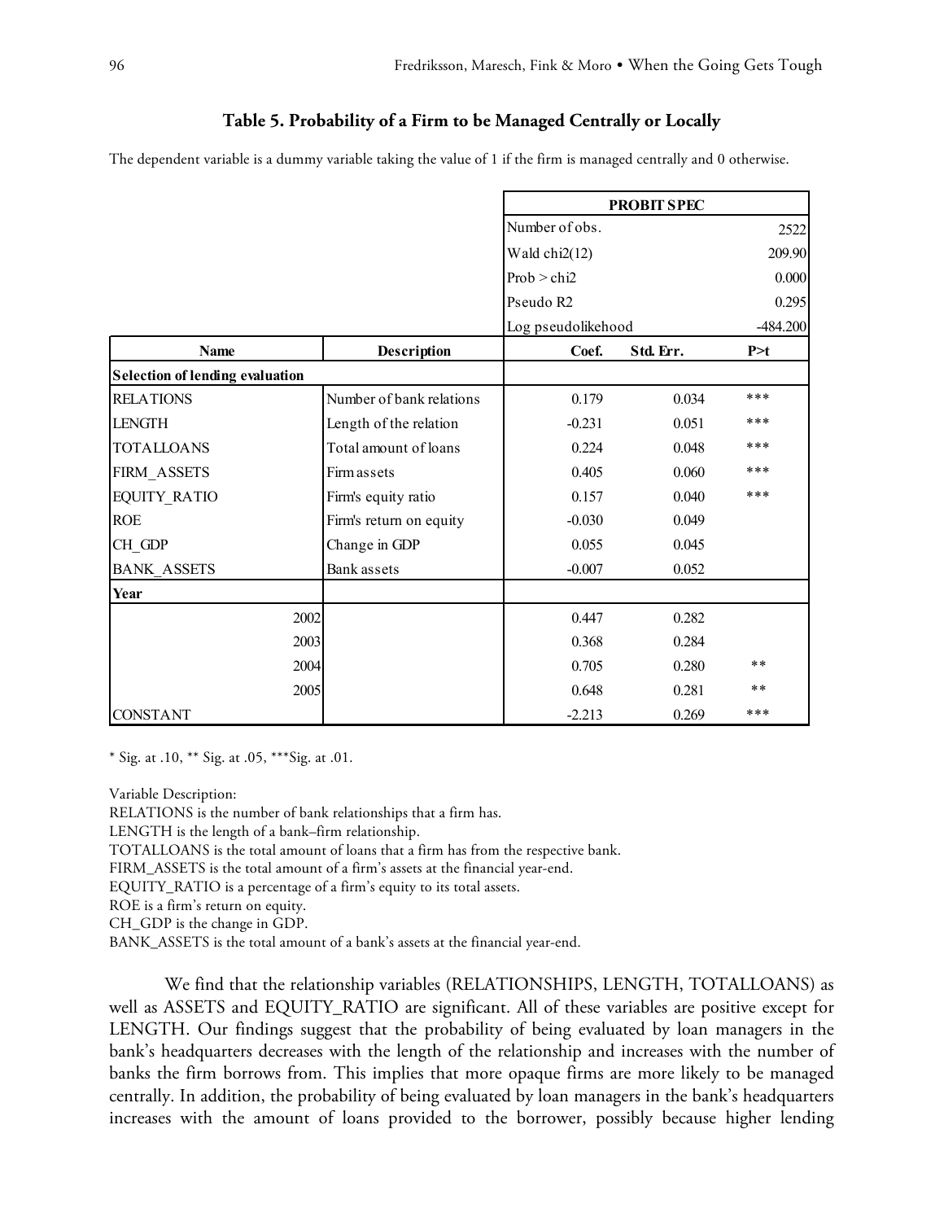## Table 5. Probability of a Firm to be Managed Centrally or Locally

The dependent variable is a dummy variable taking the value of 1 if the firm is managed centrally and 0 otherwise.

| | | PROBIT SPEC | | |
|---|---|---|---|---|
| | | Number of obs. | | 2522 |
| | | Wald chi2(12) | | 209.90 |
| | | Prob > chi2 | | 0.000 |
| | | Pseudo R2 | | 0.295 |
| | | Log pseudolikehood | | -484.200 |
| **Name** | **Description** | **Coef.** | **Std. Err.** | **P>t** |
| **Selection of lending evaluation** | | | | |
| RELATIONS | Number of bank relations | 0.179 | 0.034 | *** |
| LENGTH | Length of the relation | -0.231 | 0.051 | *** |
| TOTALLOANS | Total amount of loans | 0.224 | 0.048 | *** |
| FIRM_ASSETS | Firm assets | 0.405 | 0.060 | *** |
| EQUITY_RATIO | Firm's equity ratio | 0.157 | 0.040 | *** |
| ROE | Firm's return on equity | -0.030 | 0.049 | |
| CH_GDP | Change in GDP | 0.055 | 0.045 | |
| BANK_ASSETS | Bank assets | -0.007 | 0.052 | |
| **Year** | | | | |
| 2002 | | 0.447 | 0.282 | |
| 2003 | | 0.368 | 0.284 | |
| 2004 | | 0.705 | 0.280 | ** |
| 2005 | | 0.648 | 0.281 | ** |
| CONSTANT | | -2.213 | 0.269 | *** |

\* Sig. at .10, ** Sig. at .05, ***Sig. at .01.

Variable Description:
RELATIONS is the number of bank relationships that a firm has.
LENGTH is the length of a bank–firm relationship.
TOTALLOANS is the total amount of loans that a firm has from the respective bank.
FIRM_ASSETS is the total amount of a firm's assets at the financial year-end.
EQUITY_RATIO is a percentage of a firm's equity to its total assets.
ROE is a firm's return on equity.
CH_GDP is the change in GDP.
BANK_ASSETS is the total amount of a bank's assets at the financial year-end.

We find that the relationship variables (RELATIONSHIPS, LENGTH, TOTALLOANS) as well as ASSETS and EQUITY_RATIO are significant. All of these variables are positive except for LENGTH. Our findings suggest that the probability of being evaluated by loan managers in the bank's headquarters decreases with the length of the relationship and increases with the number of banks the firm borrows from. This implies that more opaque firms are more likely to be managed centrally. In addition, the probability of being evaluated by loan managers in the bank's headquarters increases with the amount of loans provided to the borrower, possibly because higher lending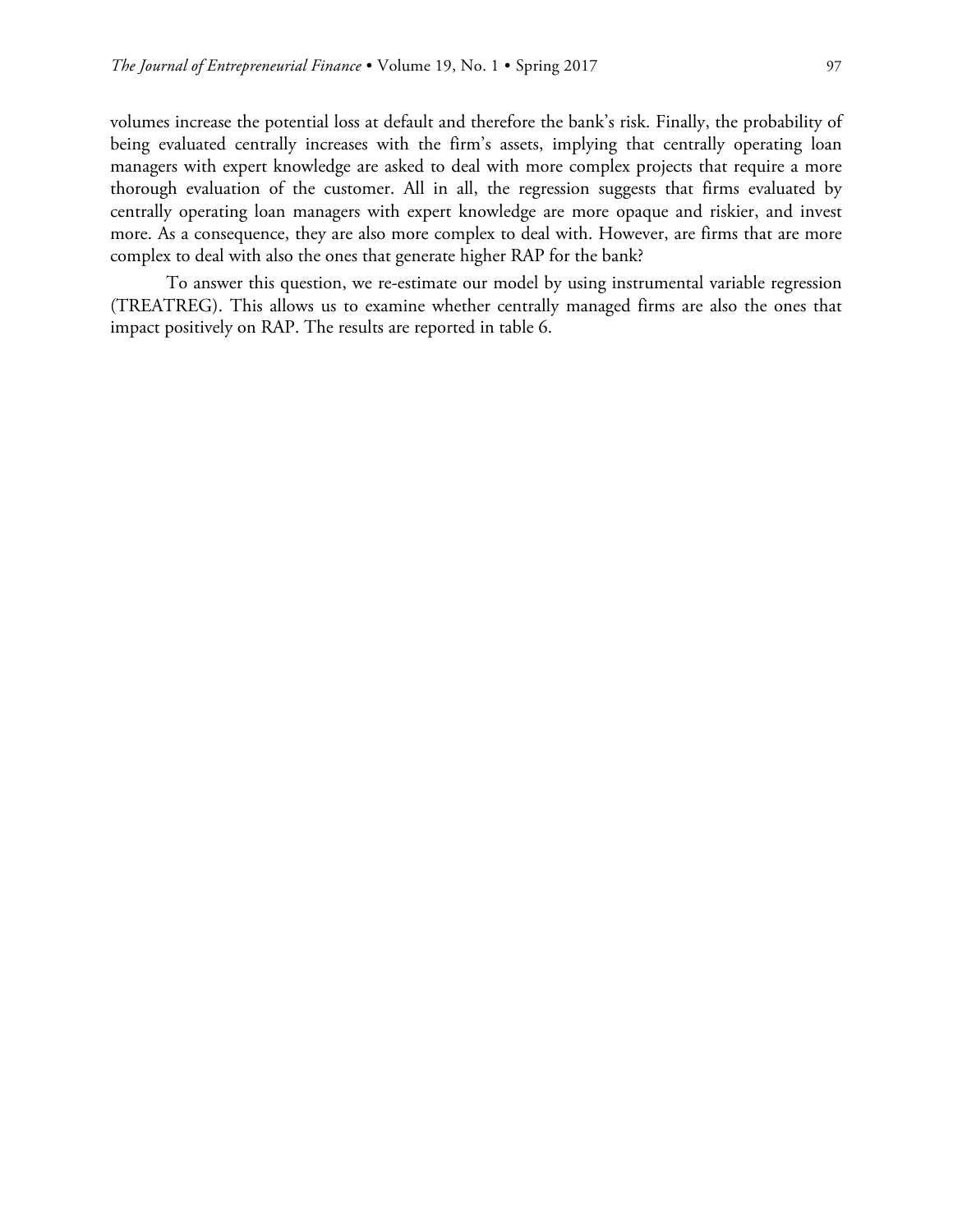volumes increase the potential loss at default and therefore the bank's risk. Finally, the probability of being evaluated centrally increases with the firm's assets, implying that centrally operating loan managers with expert knowledge are asked to deal with more complex projects that require a more thorough evaluation of the customer. All in all, the regression suggests that firms evaluated by centrally operating loan managers with expert knowledge are more opaque and riskier, and invest more. As a consequence, they are also more complex to deal with. However, are firms that are more complex to deal with also the ones that generate higher RAP for the bank?

To answer this question, we re-estimate our model by using instrumental variable regression (TREATREG). This allows us to examine whether centrally managed firms are also the ones that impact positively on RAP. The results are reported in table 6.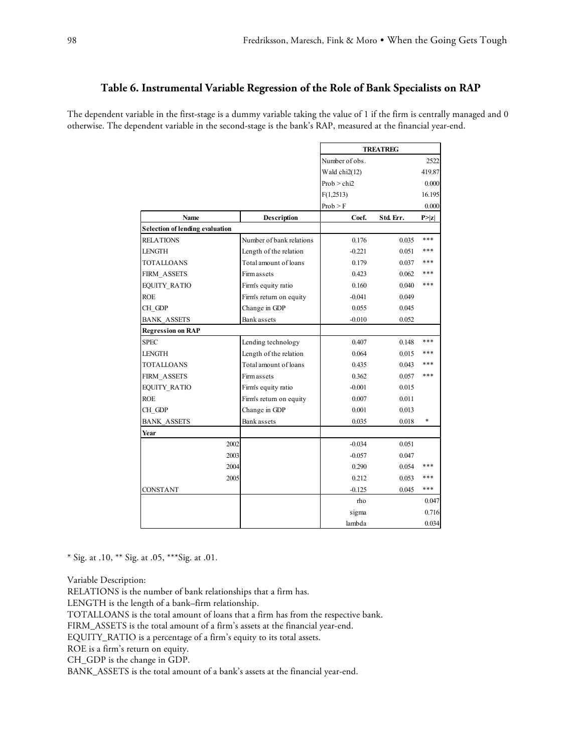### Table 6. Instrumental Variable Regression of the Role of Bank Specialists on RAP

The dependent variable in the first-stage is a dummy variable taking the value of 1 if the firm is centrally managed and 0 otherwise. The dependent variable in the second-stage is the bank's RAP, measured at the financial year-end.

| | | TREATREG | | |
|---|---|---|---|---|
| | | Number of obs. | | 2522 |
| | | Wald chi2(12) | | 419.87 |
| | | Prob > chi2 | | 0.000 |
| | | F(1,2513) | | 16.195 |
| | | Prob > F | | 0.000 |
| **Name** | **Description** | **Coef.** | **Std. Err.** | **P>\|z\|** |
| **Selection of lending evaluation** | | | | |
| RELATIONS | Number of bank relations | 0.176 | 0.035 | *** |
| LENGTH | Length of the relation | -0.221 | 0.051 | *** |
| TOTALLOANS | Total amount of loans | 0.179 | 0.037 | *** |
| FIRM_ASSETS | Firm assets | 0.423 | 0.062 | *** |
| EQUITY_RATIO | Firm's equity ratio | 0.160 | 0.040 | *** |
| ROE | Firm's return on equity | -0.041 | 0.049 | |
| CH_GDP | Change in GDP | 0.055 | 0.045 | |
| BANK_ASSETS | Bank assets | -0.010 | 0.052 | |
| **Regression on RAP** | | | | |
| SPEC | Lending technology | 0.407 | 0.148 | *** |
| LENGTH | Length of the relation | 0.064 | 0.015 | *** |
| TOTALLOANS | Total amount of loans | 0.435 | 0.043 | *** |
| FIRM_ASSETS | Firm assets | 0.362 | 0.057 | *** |
| EQUITY_RATIO | Firm's equity ratio | -0.001 | 0.015 | |
| ROE | Firm's return on equity | 0.007 | 0.011 | |
| CH_GDP | Change in GDP | 0.001 | 0.013 | |
| BANK_ASSETS | Bank assets | 0.035 | 0.018 | * |
| **Year** | | | | |
| 2002 | | -0.034 | 0.051 | |
| 2003 | | -0.057 | 0.047 | |
| 2004 | | 0.290 | 0.054 | *** |
| 2005 | | 0.212 | 0.053 | *** |
| CONSTANT | | -0.125 | 0.045 | *** |
| | | rho | | 0.047 |
| | | sigma | | 0.716 |
| | | lambda | | 0.034 |

* Sig. at .10, ** Sig. at .05, ***Sig. at .01.

Variable Description:
RELATIONS is the number of bank relationships that a firm has.
LENGTH is the length of a bank–firm relationship.
TOTALLOANS is the total amount of loans that a firm has from the respective bank.
FIRM_ASSETS is the total amount of a firm's assets at the financial year-end.
EQUITY_RATIO is a percentage of a firm's equity to its total assets.
ROE is a firm's return on equity.
CH_GDP is the change in GDP.
BANK_ASSETS is the total amount of a bank's assets at the financial year-end.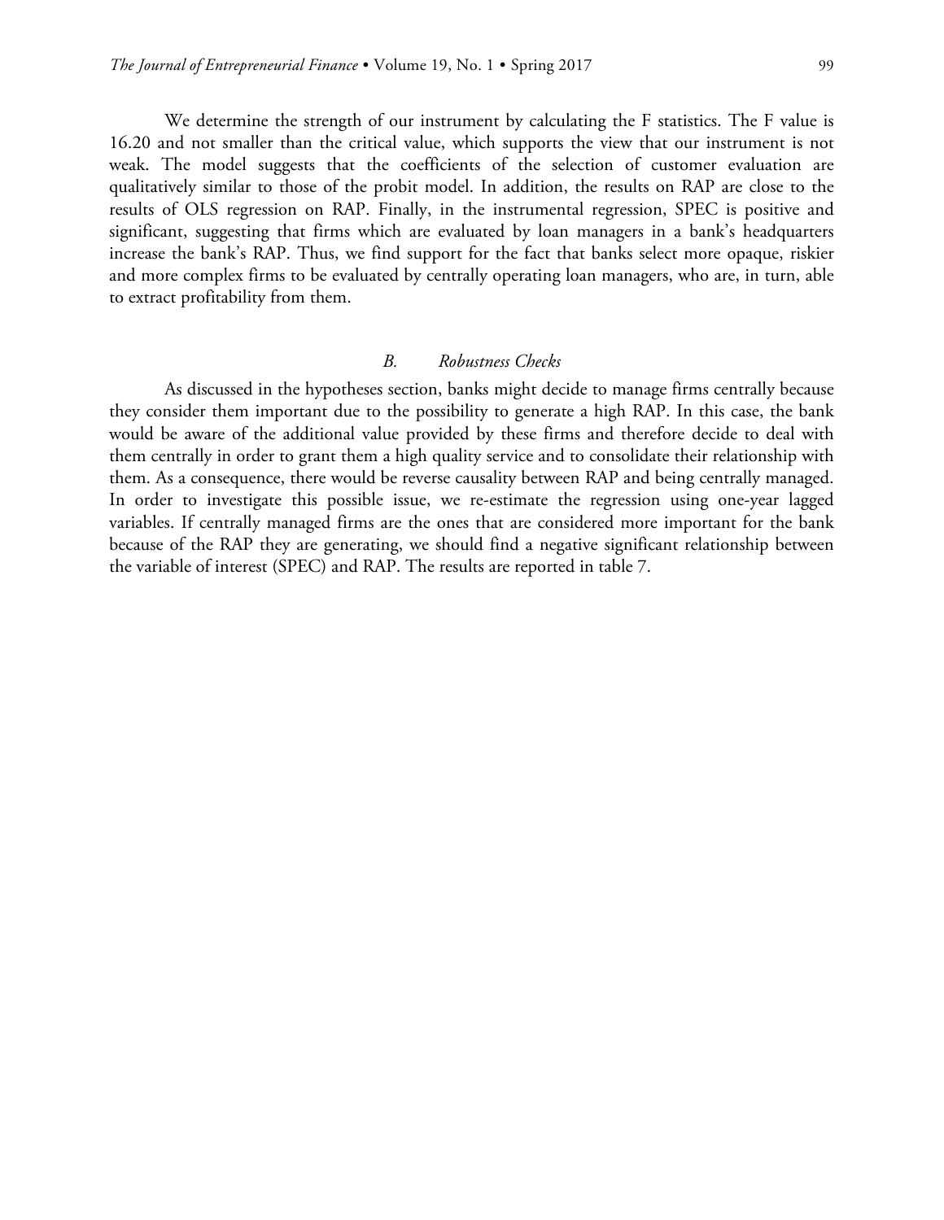We determine the strength of our instrument by calculating the F statistics. The F value is 16.20 and not smaller than the critical value, which supports the view that our instrument is not weak. The model suggests that the coefficients of the selection of customer evaluation are qualitatively similar to those of the probit model. In addition, the results on RAP are close to the results of OLS regression on RAP. Finally, in the instrumental regression, SPEC is positive and significant, suggesting that firms which are evaluated by loan managers in a bank's headquarters increase the bank's RAP. Thus, we find support for the fact that banks select more opaque, riskier and more complex firms to be evaluated by centrally operating loan managers, who are, in turn, able to extract profitability from them.

### *B. Robustness Checks*

As discussed in the hypotheses section, banks might decide to manage firms centrally because they consider them important due to the possibility to generate a high RAP. In this case, the bank would be aware of the additional value provided by these firms and therefore decide to deal with them centrally in order to grant them a high quality service and to consolidate their relationship with them. As a consequence, there would be reverse causality between RAP and being centrally managed. In order to investigate this possible issue, we re-estimate the regression using one-year lagged variables. If centrally managed firms are the ones that are considered more important for the bank because of the RAP they are generating, we should find a negative significant relationship between the variable of interest (SPEC) and RAP. The results are reported in table 7.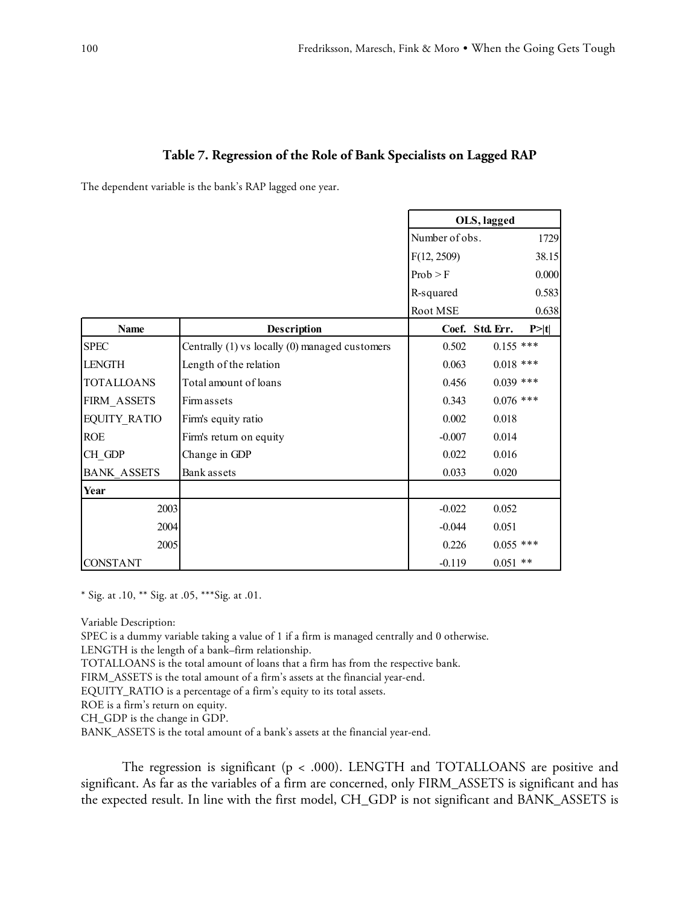## Table 7. Regression of the Role of Bank Specialists on Lagged RAP

The dependent variable is the bank's RAP lagged one year.

| | | OLS, lagged | | |
|---|---|---|---|---|
| | | Number of obs. | | 1729 |
| | | F(12, 2509) | | 38.15 |
| | | Prob > F | | 0.000 |
| | | R-squared | | 0.583 |
| | | Root MSE | | 0.638 |
| **Name** | **Description** | **Coef.** | **Std. Err.** | **P>\|t\|** |
| SPEC | Centrally (1) vs locally (0) managed customers | 0.502 | 0.155 | *** |
| LENGTH | Length of the relation | 0.063 | 0.018 | *** |
| TOTALLOANS | Total amount of loans | 0.456 | 0.039 | *** |
| FIRM_ASSETS | Firm assets | 0.343 | 0.076 | *** |
| EQUITY_RATIO | Firm's equity ratio | 0.002 | 0.018 | |
| ROE | Firm's return on equity | -0.007 | 0.014 | |
| CH_GDP | Change in GDP | 0.022 | 0.016 | |
| BANK_ASSETS | Bank assets | 0.033 | 0.020 | |
| **Year** | | | | |
| 2003 | | -0.022 | 0.052 | |
| 2004 | | -0.044 | 0.051 | |
| 2005 | | 0.226 | 0.055 | *** |
| CONSTANT | | -0.119 | 0.051 | ** |

\* Sig. at .10, ** Sig. at .05, ***Sig. at .01.

Variable Description:
SPEC is a dummy variable taking a value of 1 if a firm is managed centrally and 0 otherwise.
LENGTH is the length of a bank–firm relationship.
TOTALLOANS is the total amount of loans that a firm has from the respective bank.
FIRM_ASSETS is the total amount of a firm's assets at the financial year-end.
EQUITY_RATIO is a percentage of a firm's equity to its total assets.
ROE is a firm's return on equity.
CH_GDP is the change in GDP.
BANK_ASSETS is the total amount of a bank's assets at the financial year-end.

The regression is significant ($p < .000$). LENGTH and TOTALLOANS are positive and significant. As far as the variables of a firm are concerned, only FIRM_ASSETS is significant and has the expected result. In line with the first model, CH_GDP is not significant and BANK_ASSETS is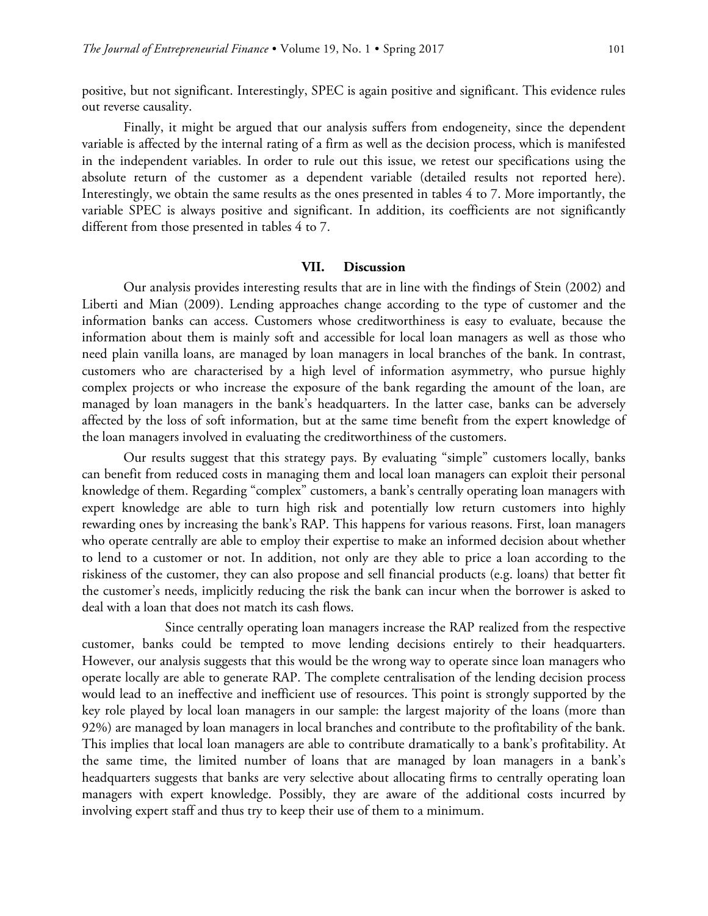positive, but not significant. Interestingly, SPEC is again positive and significant. This evidence rules out reverse causality.

Finally, it might be argued that our analysis suffers from endogeneity, since the dependent variable is affected by the internal rating of a firm as well as the decision process, which is manifested in the independent variables. In order to rule out this issue, we retest our specifications using the absolute return of the customer as a dependent variable (detailed results not reported here). Interestingly, we obtain the same results as the ones presented in tables 4 to 7. More importantly, the variable SPEC is always positive and significant. In addition, its coefficients are not significantly different from those presented in tables 4 to 7.

## VII. Discussion

Our analysis provides interesting results that are in line with the findings of Stein (2002) and Liberti and Mian (2009). Lending approaches change according to the type of customer and the information banks can access. Customers whose creditworthiness is easy to evaluate, because the information about them is mainly soft and accessible for local loan managers as well as those who need plain vanilla loans, are managed by loan managers in local branches of the bank. In contrast, customers who are characterised by a high level of information asymmetry, who pursue highly complex projects or who increase the exposure of the bank regarding the amount of the loan, are managed by loan managers in the bank's headquarters. In the latter case, banks can be adversely affected by the loss of soft information, but at the same time benefit from the expert knowledge of the loan managers involved in evaluating the creditworthiness of the customers.

Our results suggest that this strategy pays. By evaluating "simple" customers locally, banks can benefit from reduced costs in managing them and local loan managers can exploit their personal knowledge of them. Regarding "complex" customers, a bank's centrally operating loan managers with expert knowledge are able to turn high risk and potentially low return customers into highly rewarding ones by increasing the bank's RAP. This happens for various reasons. First, loan managers who operate centrally are able to employ their expertise to make an informed decision about whether to lend to a customer or not. In addition, not only are they able to price a loan according to the riskiness of the customer, they can also propose and sell financial products (e.g. loans) that better fit the customer's needs, implicitly reducing the risk the bank can incur when the borrower is asked to deal with a loan that does not match its cash flows.

Since centrally operating loan managers increase the RAP realized from the respective customer, banks could be tempted to move lending decisions entirely to their headquarters. However, our analysis suggests that this would be the wrong way to operate since loan managers who operate locally are able to generate RAP. The complete centralisation of the lending decision process would lead to an ineffective and inefficient use of resources. This point is strongly supported by the key role played by local loan managers in our sample: the largest majority of the loans (more than 92%) are managed by loan managers in local branches and contribute to the profitability of the bank. This implies that local loan managers are able to contribute dramatically to a bank's profitability. At the same time, the limited number of loans that are managed by loan managers in a bank's headquarters suggests that banks are very selective about allocating firms to centrally operating loan managers with expert knowledge. Possibly, they are aware of the additional costs incurred by involving expert staff and thus try to keep their use of them to a minimum.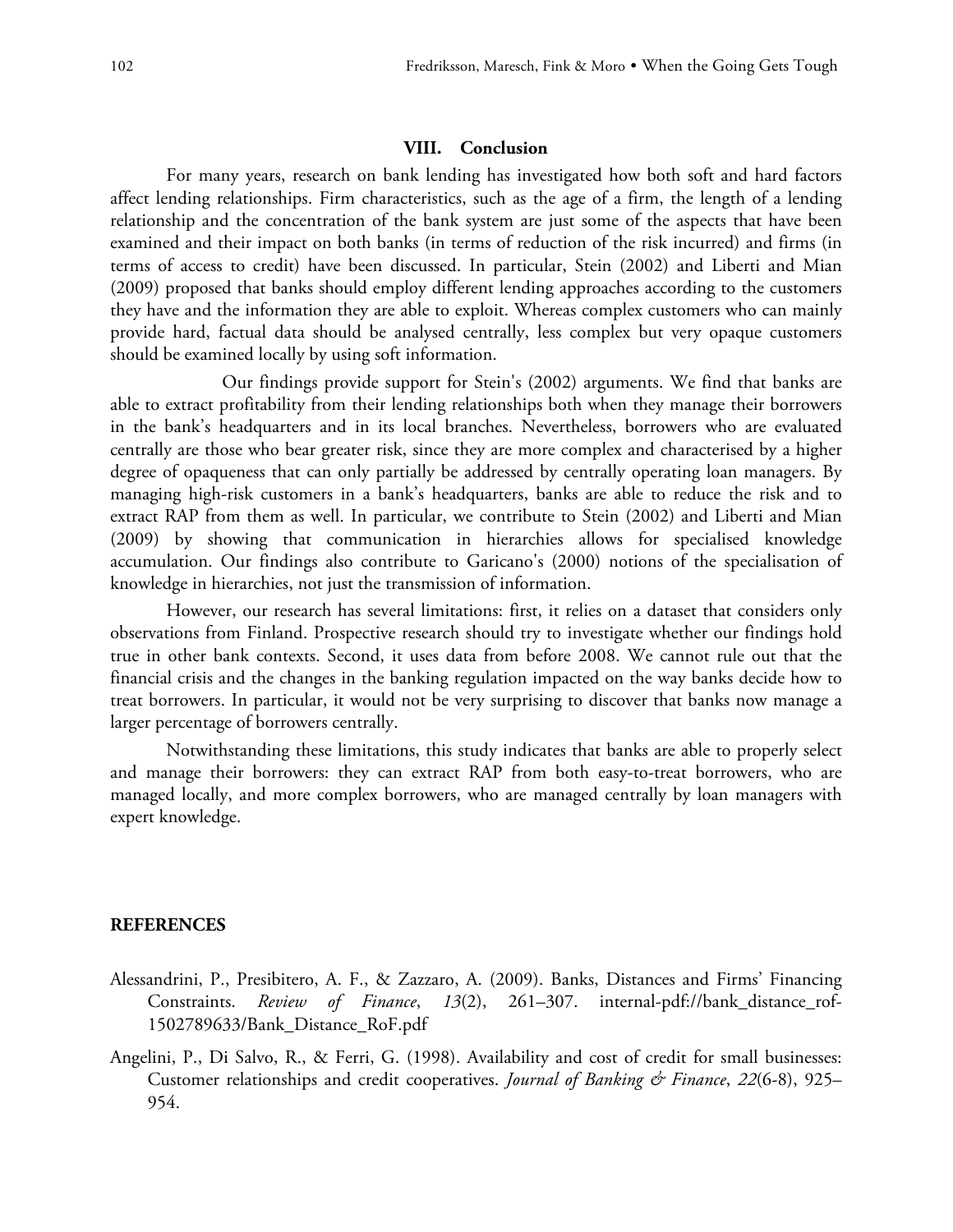## VIII. Conclusion

For many years, research on bank lending has investigated how both soft and hard factors affect lending relationships. Firm characteristics, such as the age of a firm, the length of a lending relationship and the concentration of the bank system are just some of the aspects that have been examined and their impact on both banks (in terms of reduction of the risk incurred) and firms (in terms of access to credit) have been discussed. In particular, Stein (2002) and Liberti and Mian (2009) proposed that banks should employ different lending approaches according to the customers they have and the information they are able to exploit. Whereas complex customers who can mainly provide hard, factual data should be analysed centrally, less complex but very opaque customers should be examined locally by using soft information.

Our findings provide support for Stein's (2002) arguments. We find that banks are able to extract profitability from their lending relationships both when they manage their borrowers in the bank's headquarters and in its local branches. Nevertheless, borrowers who are evaluated centrally are those who bear greater risk, since they are more complex and characterised by a higher degree of opaqueness that can only partially be addressed by centrally operating loan managers. By managing high-risk customers in a bank's headquarters, banks are able to reduce the risk and to extract RAP from them as well. In particular, we contribute to Stein (2002) and Liberti and Mian (2009) by showing that communication in hierarchies allows for specialised knowledge accumulation. Our findings also contribute to Garicano's (2000) notions of the specialisation of knowledge in hierarchies, not just the transmission of information.

However, our research has several limitations: first, it relies on a dataset that considers only observations from Finland. Prospective research should try to investigate whether our findings hold true in other bank contexts. Second, it uses data from before 2008. We cannot rule out that the financial crisis and the changes in the banking regulation impacted on the way banks decide how to treat borrowers. In particular, it would not be very surprising to discover that banks now manage a larger percentage of borrowers centrally.

Notwithstanding these limitations, this study indicates that banks are able to properly select and manage their borrowers: they can extract RAP from both easy-to-treat borrowers, who are managed locally, and more complex borrowers, who are managed centrally by loan managers with expert knowledge.

## REFERENCES

Alessandrini, P., Presibitero, A. F., & Zazzaro, A. (2009). Banks, Distances and Firms' Financing Constraints. *Review of Finance*, *13*(2), 261–307. internal-pdf://bank_distance_rof-1502789633/Bank_Distance_RoF.pdf

Angelini, P., Di Salvo, R., & Ferri, G. (1998). Availability and cost of credit for small businesses: Customer relationships and credit cooperatives. *Journal of Banking & Finance*, *22*(6-8), 925–954.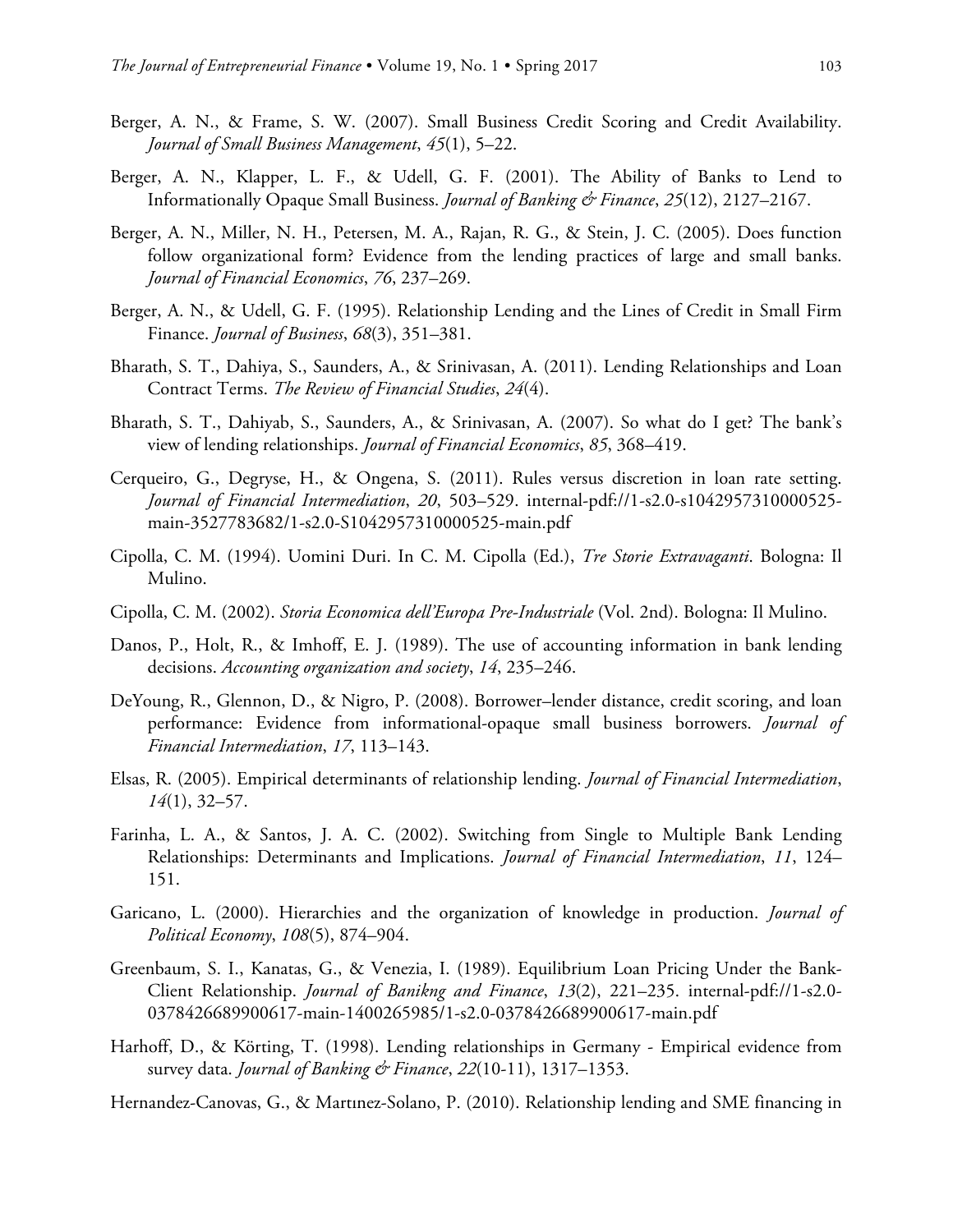Berger, A. N., & Frame, S. W. (2007). Small Business Credit Scoring and Credit Availability. *Journal of Small Business Management*, *45*(1), 5–22.

Berger, A. N., Klapper, L. F., & Udell, G. F. (2001). The Ability of Banks to Lend to Informationally Opaque Small Business. *Journal of Banking & Finance*, *25*(12), 2127–2167.

Berger, A. N., Miller, N. H., Petersen, M. A., Rajan, R. G., & Stein, J. C. (2005). Does function follow organizational form? Evidence from the lending practices of large and small banks. *Journal of Financial Economics*, *76*, 237–269.

Berger, A. N., & Udell, G. F. (1995). Relationship Lending and the Lines of Credit in Small Firm Finance. *Journal of Business*, *68*(3), 351–381.

Bharath, S. T., Dahiya, S., Saunders, A., & Srinivasan, A. (2011). Lending Relationships and Loan Contract Terms. *The Review of Financial Studies*, *24*(4).

Bharath, S. T., Dahiyab, S., Saunders, A., & Srinivasan, A. (2007). So what do I get? The bank's view of lending relationships. *Journal of Financial Economics*, *85*, 368–419.

Cerqueiro, G., Degryse, H., & Ongena, S. (2011). Rules versus discretion in loan rate setting. *Journal of Financial Intermediation*, *20*, 503–529. internal-pdf://1-s2.0-s1042957310000525-main-3527783682/1-s2.0-S1042957310000525-main.pdf

Cipolla, C. M. (1994). Uomini Duri. In C. M. Cipolla (Ed.), *Tre Storie Extravaganti*. Bologna: Il Mulino.

Cipolla, C. M. (2002). *Storia Economica dell'Europa Pre-Industriale* (Vol. 2nd). Bologna: Il Mulino.

Danos, P., Holt, R., & Imhoff, E. J. (1989). The use of accounting information in bank lending decisions. *Accounting organization and society*, *14*, 235–246.

DeYoung, R., Glennon, D., & Nigro, P. (2008). Borrower–lender distance, credit scoring, and loan performance: Evidence from informational-opaque small business borrowers. *Journal of Financial Intermediation*, *17*, 113–143.

Elsas, R. (2005). Empirical determinants of relationship lending. *Journal of Financial Intermediation*, *14*(1), 32–57.

Farinha, L. A., & Santos, J. A. C. (2002). Switching from Single to Multiple Bank Lending Relationships: Determinants and Implications. *Journal of Financial Intermediation*, *11*, 124–151.

Garicano, L. (2000). Hierarchies and the organization of knowledge in production. *Journal of Political Economy*, *108*(5), 874–904.

Greenbaum, S. I., Kanatas, G., & Venezia, I. (1989). Equilibrium Loan Pricing Under the Bank-Client Relationship. *Journal of Banikng and Finance*, *13*(2), 221–235. internal-pdf://1-s2.0-0378426689900617-main-1400265985/1-s2.0-0378426689900617-main.pdf

Harhoff, D., & Körting, T. (1998). Lending relationships in Germany - Empirical evidence from survey data. *Journal of Banking & Finance*, *22*(10-11), 1317–1353.

Hernandez-Canovas, G., & Martınez-Solano, P. (2010). Relationship lending and SME financing in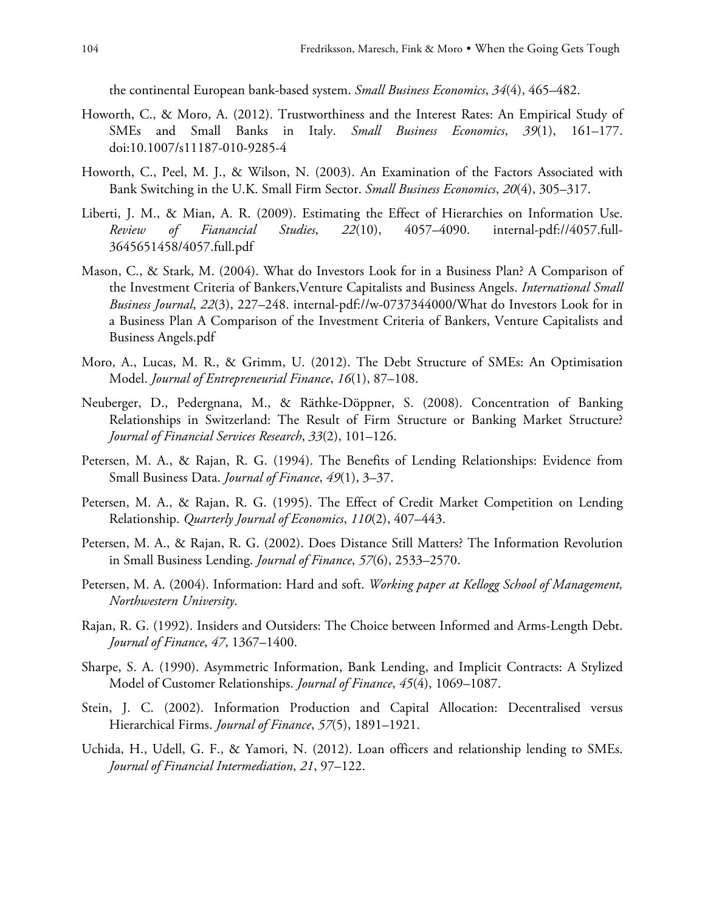the continental European bank-based system. *Small Business Economics*, *34*(4), 465–482.

Howorth, C., & Moro, A. (2012). Trustworthiness and the Interest Rates: An Empirical Study of SMEs and Small Banks in Italy. *Small Business Economics*, *39*(1), 161–177. doi:10.1007/s11187-010-9285-4

Howorth, C., Peel, M. J., & Wilson, N. (2003). An Examination of the Factors Associated with Bank Switching in the U.K. Small Firm Sector. *Small Business Economics*, *20*(4), 305–317.

Liberti, J. M., & Mian, A. R. (2009). Estimating the Effect of Hierarchies on Information Use. *Review of Fianancial Studies*, *22*(10), 4057–4090. internal-pdf://4057.full-3645651458/4057.full.pdf

Mason, C., & Stark, M. (2004). What do Investors Look for in a Business Plan? A Comparison of the Investment Criteria of Bankers,Venture Capitalists and Business Angels. *International Small Business Journal*, *22*(3), 227–248. internal-pdf://w-0737344000/What do Investors Look for in a Business Plan A Comparison of the Investment Criteria of Bankers, Venture Capitalists and Business Angels.pdf

Moro, A., Lucas, M. R., & Grimm, U. (2012). The Debt Structure of SMEs: An Optimisation Model. *Journal of Entrepreneurial Finance*, *16*(1), 87–108.

Neuberger, D., Pedergnana, M., & Räthke-Döppner, S. (2008). Concentration of Banking Relationships in Switzerland: The Result of Firm Structure or Banking Market Structure? *Journal of Financial Services Research*, *33*(2), 101–126.

Petersen, M. A., & Rajan, R. G. (1994). The Benefits of Lending Relationships: Evidence from Small Business Data. *Journal of Finance*, *49*(1), 3–37.

Petersen, M. A., & Rajan, R. G. (1995). The Effect of Credit Market Competition on Lending Relationship. *Quarterly Journal of Economics*, *110*(2), 407–443.

Petersen, M. A., & Rajan, R. G. (2002). Does Distance Still Matters? The Information Revolution in Small Business Lending. *Journal of Finance*, *57*(6), 2533–2570.

Petersen, M. A. (2004). Information: Hard and soft. *Working paper at Kellogg School of Management, Northwestern University*.

Rajan, R. G. (1992). Insiders and Outsiders: The Choice between Informed and Arms-Length Debt. *Journal of Finance*, *47*, 1367–1400.

Sharpe, S. A. (1990). Asymmetric Information, Bank Lending, and Implicit Contracts: A Stylized Model of Customer Relationships. *Journal of Finance*, *45*(4), 1069–1087.

Stein, J. C. (2002). Information Production and Capital Allocation: Decentralised versus Hierarchical Firms. *Journal of Finance*, *57*(5), 1891–1921.

Uchida, H., Udell, G. F., & Yamori, N. (2012). Loan officers and relationship lending to SMEs. *Journal of Financial Intermediation*, *21*, 97–122.